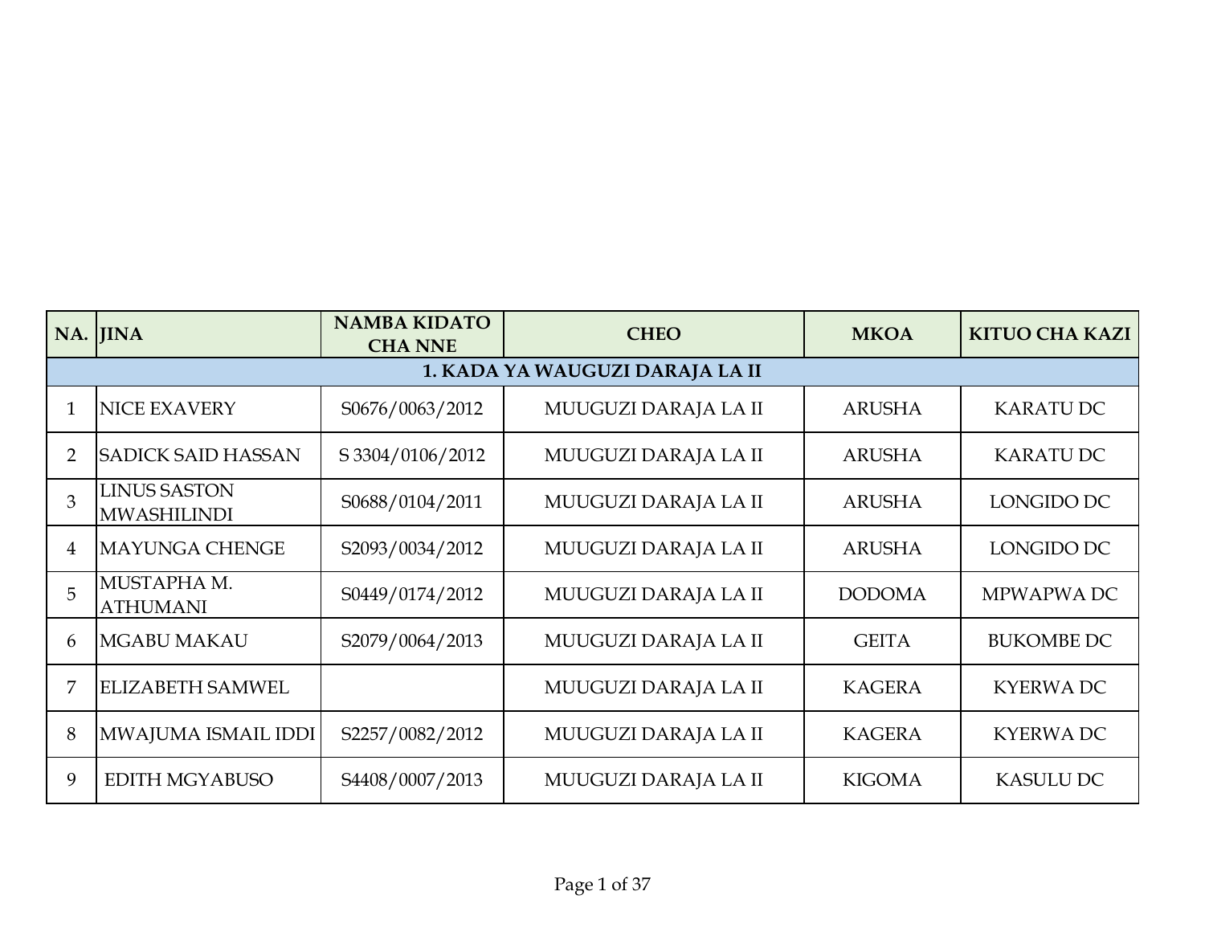| NA. | JINA | NAMBA KIDATO CHA NNE | CHEO | MKOA | KITUO CHA KAZI |
|---|---|---|---|---|---|
| **1. KADA YA WAUGUZI DARAJA LA II** | | | | | |
| 1 | NICE EXAVERY | S0676/0063/2012 | MUUGUZI DARAJA LA II | ARUSHA | KARATU DC |
| 2 | SADICK SAID HASSAN | S 3304/0106/2012 | MUUGUZI DARAJA LA II | ARUSHA | KARATU DC |
| 3 | LINUS SASTON MWASHILINDI | S0688/0104/2011 | MUUGUZI DARAJA LA II | ARUSHA | LONGIDO DC |
| 4 | MAYUNGA CHENGE | S2093/0034/2012 | MUUGUZI DARAJA LA II | ARUSHA | LONGIDO DC |
| 5 | MUSTAPHA M. ATHUMANI | S0449/0174/2012 | MUUGUZI DARAJA LA II | DODOMA | MPWAPWA DC |
| 6 | MGABU MAKAU | S2079/0064/2013 | MUUGUZI DARAJA LA II | GEITA | BUKOMBE DC |
| 7 | ELIZABETH SAMWEL | | MUUGUZI DARAJA LA II | KAGERA | KYERWA DC |
| 8 | MWAJUMA ISMAIL IDDI | S2257/0082/2012 | MUUGUZI DARAJA LA II | KAGERA | KYERWA DC |
| 9 | EDITH MGYABUSO | S4408/0007/2013 | MUUGUZI DARAJA LA II | KIGOMA | KASULU DC |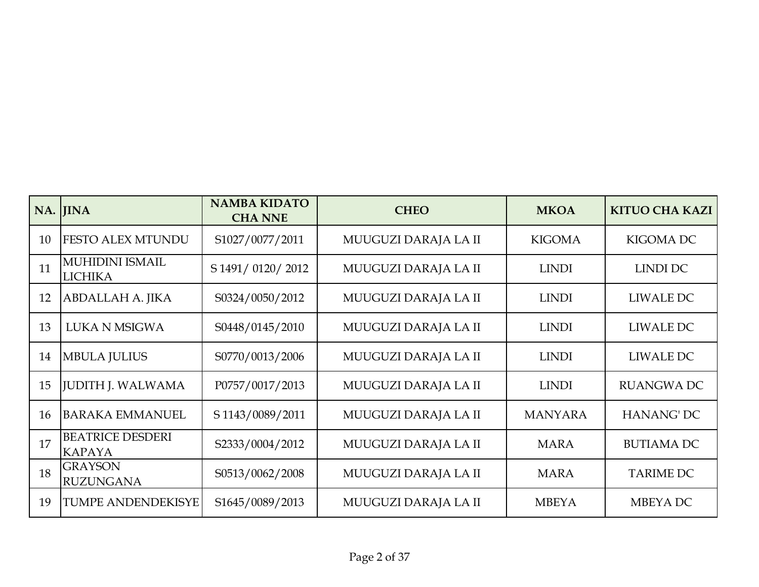| NA. | JINA | NAMBA KIDATO CHA NNE | CHEO | MKOA | KITUO CHA KAZI |
|---|---|---|---|---|---|
| 10 | FESTO ALEX MTUNDU | S1027/0077/2011 | MUUGUZI DARAJA LA II | KIGOMA | KIGOMA DC |
| 11 | MUHIDINI ISMAIL LICHIKA | S 1491/ 0120/ 2012 | MUUGUZI DARAJA LA II | LINDI | LINDI DC |
| 12 | ABDALLAH A. JIKA | S0324/0050/2012 | MUUGUZI DARAJA LA II | LINDI | LIWALE DC |
| 13 | LUKA N MSIGWA | S0448/0145/2010 | MUUGUZI DARAJA LA II | LINDI | LIWALE DC |
| 14 | MBULA JULIUS | S0770/0013/2006 | MUUGUZI DARAJA LA II | LINDI | LIWALE DC |
| 15 | JUDITH J. WALWAMA | P0757/0017/2013 | MUUGUZI DARAJA LA II | LINDI | RUANGWA DC |
| 16 | BARAKA EMMANUEL | S 1143/0089/2011 | MUUGUZI DARAJA LA II | MANYARA | HANANG' DC |
| 17 | BEATRICE DESDERI KAPAYA | S2333/0004/2012 | MUUGUZI DARAJA LA II | MARA | BUTIAMA DC |
| 18 | GRAYSON RUZUNGANA | S0513/0062/2008 | MUUGUZI DARAJA LA II | MARA | TARIME DC |
| 19 | TUMPE ANDENDEKISYE | S1645/0089/2013 | MUUGUZI DARAJA LA II | MBEYA | MBEYA DC |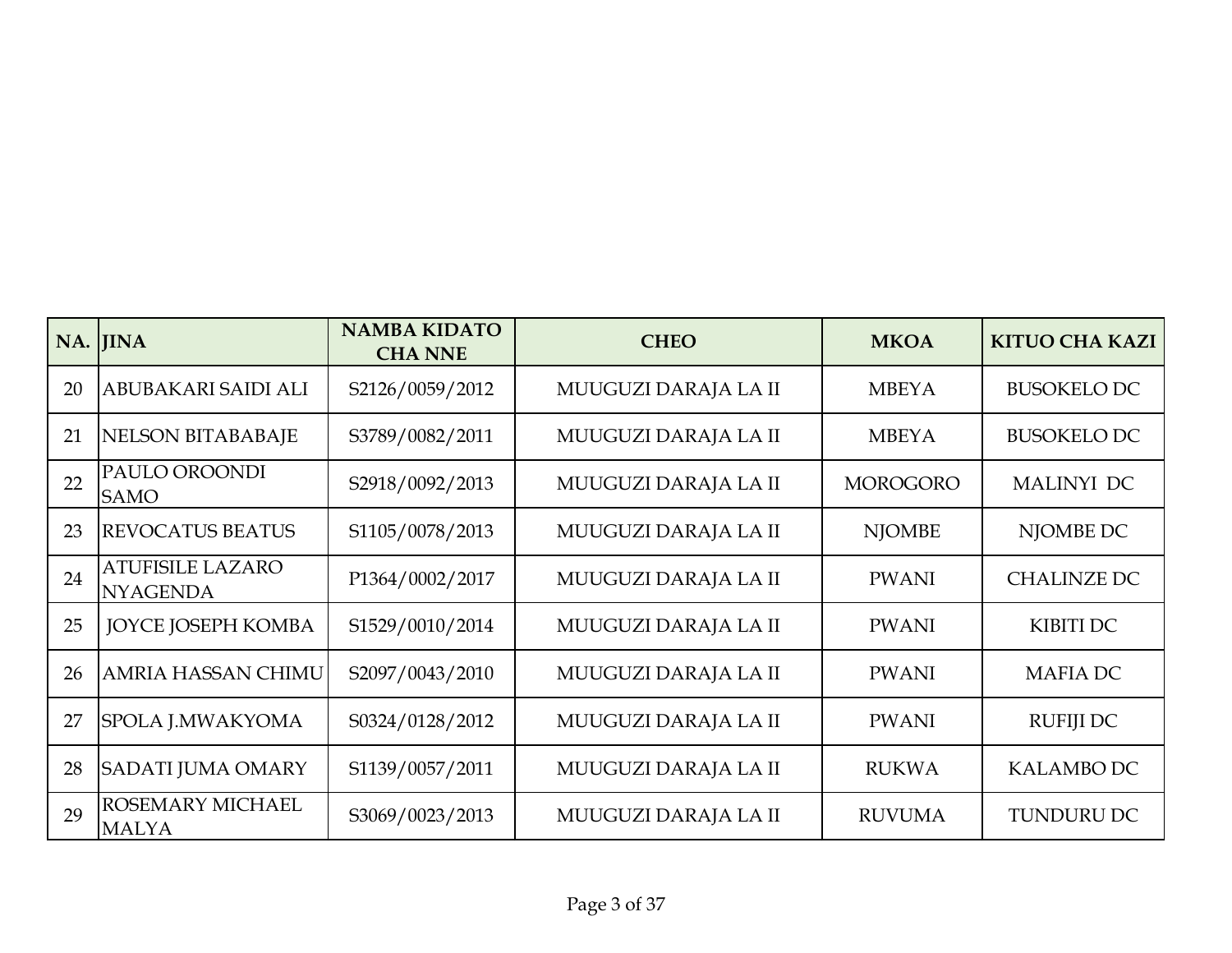| NA. | JINA | NAMBA KIDATO CHA NNE | CHEO | MKOA | KITUO CHA KAZI |
|---|---|---|---|---|---|
| 20 | ABUBAKARI SAIDI ALI | S2126/0059/2012 | MUUGUZI DARAJA LA II | MBEYA | BUSOKELO DC |
| 21 | NELSON BITABABAJE | S3789/0082/2011 | MUUGUZI DARAJA LA II | MBEYA | BUSOKELO DC |
| 22 | PAULO OROONDI SAMO | S2918/0092/2013 | MUUGUZI DARAJA LA II | MOROGORO | MALINYI DC |
| 23 | REVOCATUS BEATUS | S1105/0078/2013 | MUUGUZI DARAJA LA II | NJOMBE | NJOMBE DC |
| 24 | ATUFISILE LAZARO NYAGENDA | P1364/0002/2017 | MUUGUZI DARAJA LA II | PWANI | CHALINZE DC |
| 25 | JOYCE JOSEPH KOMBA | S1529/0010/2014 | MUUGUZI DARAJA LA II | PWANI | KIBITI DC |
| 26 | AMRIA HASSAN CHIMU | S2097/0043/2010 | MUUGUZI DARAJA LA II | PWANI | MAFIA DC |
| 27 | SPOLA J.MWAKYOMA | S0324/0128/2012 | MUUGUZI DARAJA LA II | PWANI | RUFIJI DC |
| 28 | SADATI JUMA OMARY | S1139/0057/2011 | MUUGUZI DARAJA LA II | RUKWA | KALAMBO DC |
| 29 | ROSEMARY MICHAEL MALYA | S3069/0023/2013 | MUUGUZI DARAJA LA II | RUVUMA | TUNDURU DC |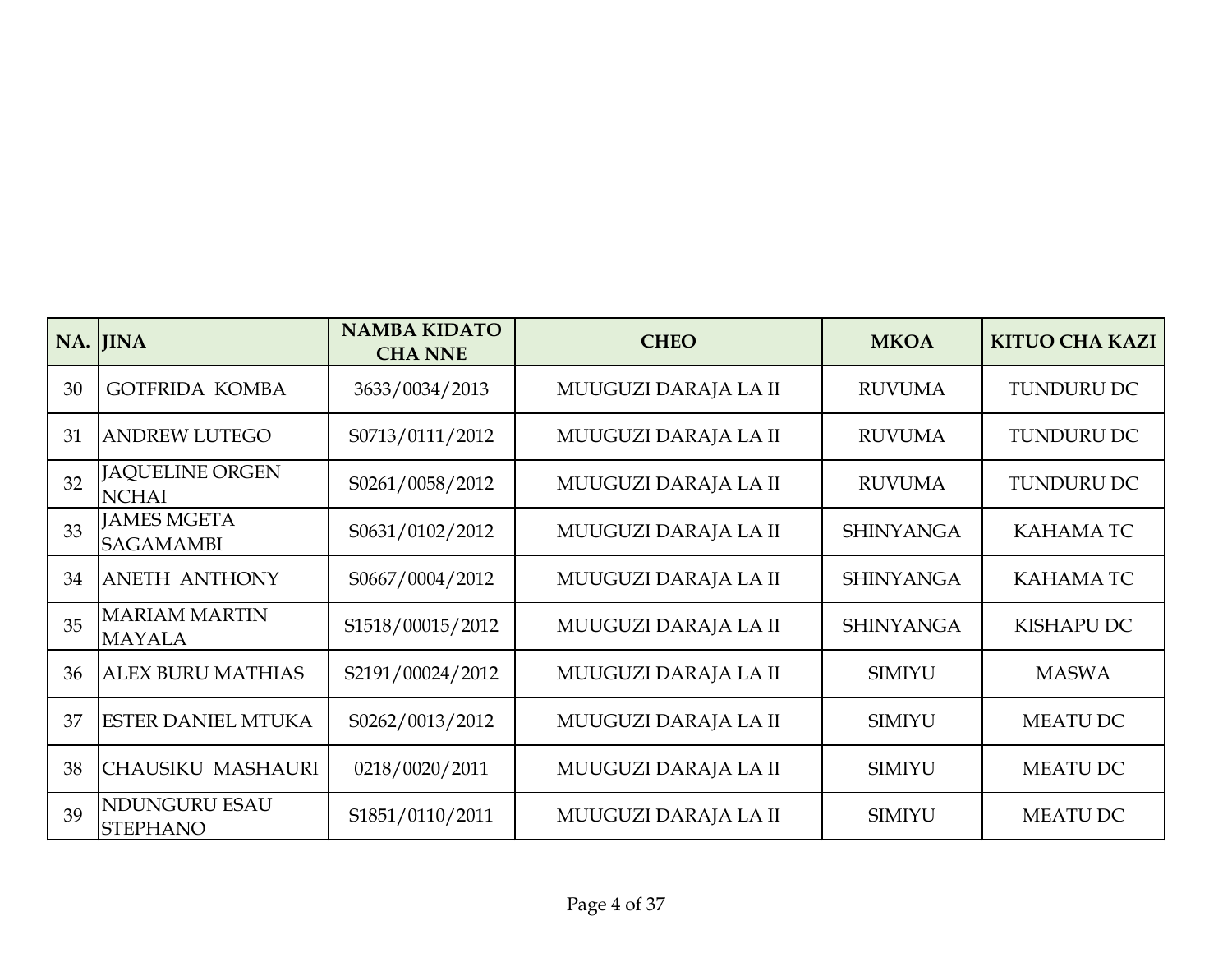| NA. | JINA | NAMBA KIDATO CHA NNE | CHEO | MKOA | KITUO CHA KAZI |
|---|---|---|---|---|---|
| 30 | GOTFRIDA KOMBA | 3633/0034/2013 | MUUGUZI DARAJA LA II | RUVUMA | TUNDURU DC |
| 31 | ANDREW LUTEGO | S0713/0111/2012 | MUUGUZI DARAJA LA II | RUVUMA | TUNDURU DC |
| 32 | JAQUELINE ORGEN NCHAI | S0261/0058/2012 | MUUGUZI DARAJA LA II | RUVUMA | TUNDURU DC |
| 33 | JAMES MGETA SAGAMAMBI | S0631/0102/2012 | MUUGUZI DARAJA LA II | SHINYANGA | KAHAMA TC |
| 34 | ANETH ANTHONY | S0667/0004/2012 | MUUGUZI DARAJA LA II | SHINYANGA | KAHAMA TC |
| 35 | MARIAM MARTIN MAYALA | S1518/00015/2012 | MUUGUZI DARAJA LA II | SHINYANGA | KISHAPU DC |
| 36 | ALEX BURU MATHIAS | S2191/00024/2012 | MUUGUZI DARAJA LA II | SIMIYU | MASWA |
| 37 | ESTER DANIEL MTUKA | S0262/0013/2012 | MUUGUZI DARAJA LA II | SIMIYU | MEATU DC |
| 38 | CHAUSIKU MASHAURI | 0218/0020/2011 | MUUGUZI DARAJA LA II | SIMIYU | MEATU DC |
| 39 | NDUNGURU ESAU STEPHANO | S1851/0110/2011 | MUUGUZI DARAJA LA II | SIMIYU | MEATU DC |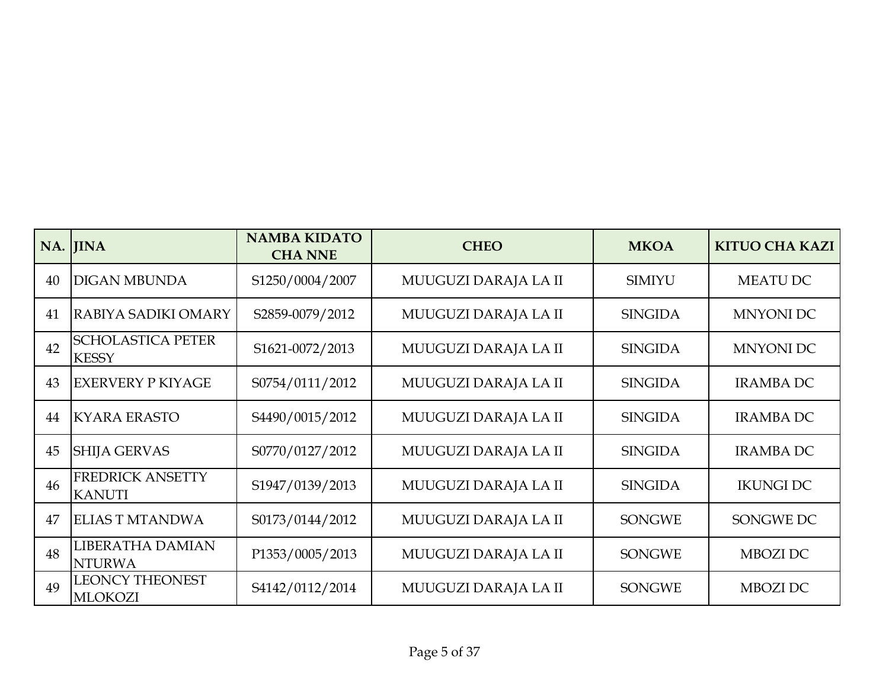| NA. | JINA | NAMBA KIDATO CHA NNE | CHEO | MKOA | KITUO CHA KAZI |
|---|---|---|---|---|---|
| 40 | DIGAN MBUNDA | S1250/0004/2007 | MUUGUZI DARAJA LA II | SIMIYU | MEATU DC |
| 41 | RABIYA SADIKI OMARY | S2859-0079/2012 | MUUGUZI DARAJA LA II | SINGIDA | MNYONI DC |
| 42 | SCHOLASTICA PETER KESSY | S1621-0072/2013 | MUUGUZI DARAJA LA II | SINGIDA | MNYONI DC |
| 43 | EXERVERY P KIYAGE | S0754/0111/2012 | MUUGUZI DARAJA LA II | SINGIDA | IRAMBA DC |
| 44 | KYARA ERASTO | S4490/0015/2012 | MUUGUZI DARAJA LA II | SINGIDA | IRAMBA DC |
| 45 | SHIJA GERVAS | S0770/0127/2012 | MUUGUZI DARAJA LA II | SINGIDA | IRAMBA DC |
| 46 | FREDRICK ANSETTY KANUTI | S1947/0139/2013 | MUUGUZI DARAJA LA II | SINGIDA | IKUNGI DC |
| 47 | ELIAS T MTANDWA | S0173/0144/2012 | MUUGUZI DARAJA LA II | SONGWE | SONGWE DC |
| 48 | LIBERATHA DAMIAN NTURWA | P1353/0005/2013 | MUUGUZI DARAJA LA II | SONGWE | MBOZI DC |
| 49 | LEONCY THEONEST MLOKOZI | S4142/0112/2014 | MUUGUZI DARAJA LA II | SONGWE | MBOZI DC |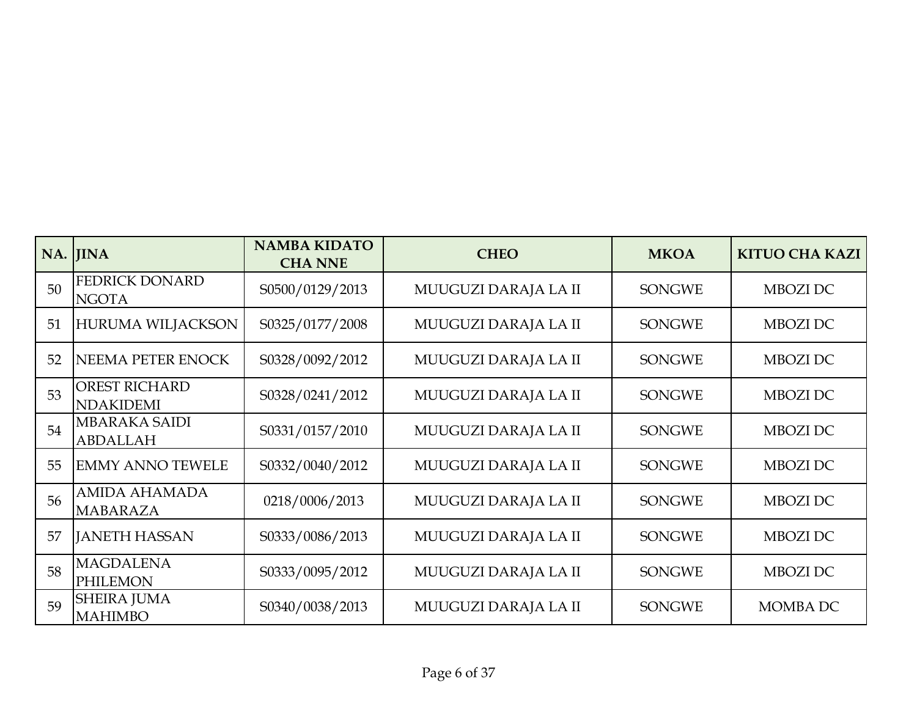| NA. | JINA | NAMBA KIDATO CHA NNE | CHEO | MKOA | KITUO CHA KAZI |
|---|---|---|---|---|---|
| 50 | FEDRICK DONARD NGOTA | S0500/0129/2013 | MUUGUZI DARAJA LA II | SONGWE | MBOZI DC |
| 51 | HURUMA WILJACKSON | S0325/0177/2008 | MUUGUZI DARAJA LA II | SONGWE | MBOZI DC |
| 52 | NEEMA PETER ENOCK | S0328/0092/2012 | MUUGUZI DARAJA LA II | SONGWE | MBOZI DC |
| 53 | OREST RICHARD NDAKIDEMI | S0328/0241/2012 | MUUGUZI DARAJA LA II | SONGWE | MBOZI DC |
| 54 | MBARAKA SAIDI ABDALLAH | S0331/0157/2010 | MUUGUZI DARAJA LA II | SONGWE | MBOZI DC |
| 55 | EMMY ANNO TEWELE | S0332/0040/2012 | MUUGUZI DARAJA LA II | SONGWE | MBOZI DC |
| 56 | AMIDA AHAMADA MABARAZA | 0218/0006/2013 | MUUGUZI DARAJA LA II | SONGWE | MBOZI DC |
| 57 | JANETH HASSAN | S0333/0086/2013 | MUUGUZI DARAJA LA II | SONGWE | MBOZI DC |
| 58 | MAGDALENA PHILEMON | S0333/0095/2012 | MUUGUZI DARAJA LA II | SONGWE | MBOZI DC |
| 59 | SHEIRA JUMA MAHIMBO | S0340/0038/2013 | MUUGUZI DARAJA LA II | SONGWE | MOMBA DC |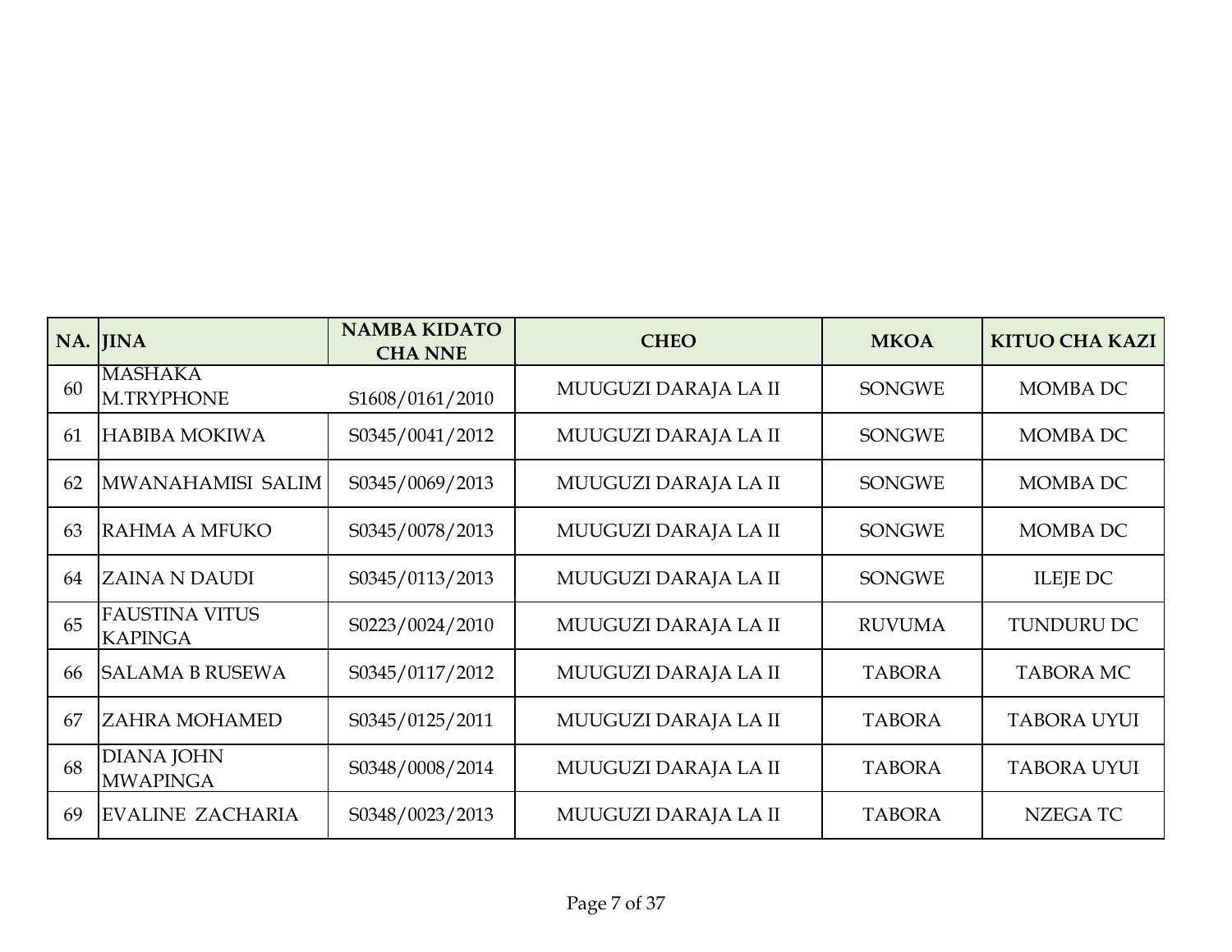| NA. | JINA | NAMBA KIDATO CHA NNE | CHEO | MKOA | KITUO CHA KAZI |
|---|---|---|---|---|---|
| 60 | MASHAKA M.TRYPHONE | S1608/0161/2010 | MUUGUZI DARAJA LA II | SONGWE | MOMBA DC |
| 61 | HABIBA MOKIWA | S0345/0041/2012 | MUUGUZI DARAJA LA II | SONGWE | MOMBA DC |
| 62 | MWANAHAMISI SALIM | S0345/0069/2013 | MUUGUZI DARAJA LA II | SONGWE | MOMBA DC |
| 63 | RAHMA A MFUKO | S0345/0078/2013 | MUUGUZI DARAJA LA II | SONGWE | MOMBA DC |
| 64 | ZAINA N DAUDI | S0345/0113/2013 | MUUGUZI DARAJA LA II | SONGWE | ILEJE DC |
| 65 | FAUSTINA VITUS KAPINGA | S0223/0024/2010 | MUUGUZI DARAJA LA II | RUVUMA | TUNDURU DC |
| 66 | SALAMA B RUSEWA | S0345/0117/2012 | MUUGUZI DARAJA LA II | TABORA | TABORA MC |
| 67 | ZAHRA MOHAMED | S0345/0125/2011 | MUUGUZI DARAJA LA II | TABORA | TABORA UYUI |
| 68 | DIANA JOHN MWAPINGA | S0348/0008/2014 | MUUGUZI DARAJA LA II | TABORA | TABORA UYUI |
| 69 | EVALINE ZACHARIA | S0348/0023/2013 | MUUGUZI DARAJA LA II | TABORA | NZEGA TC |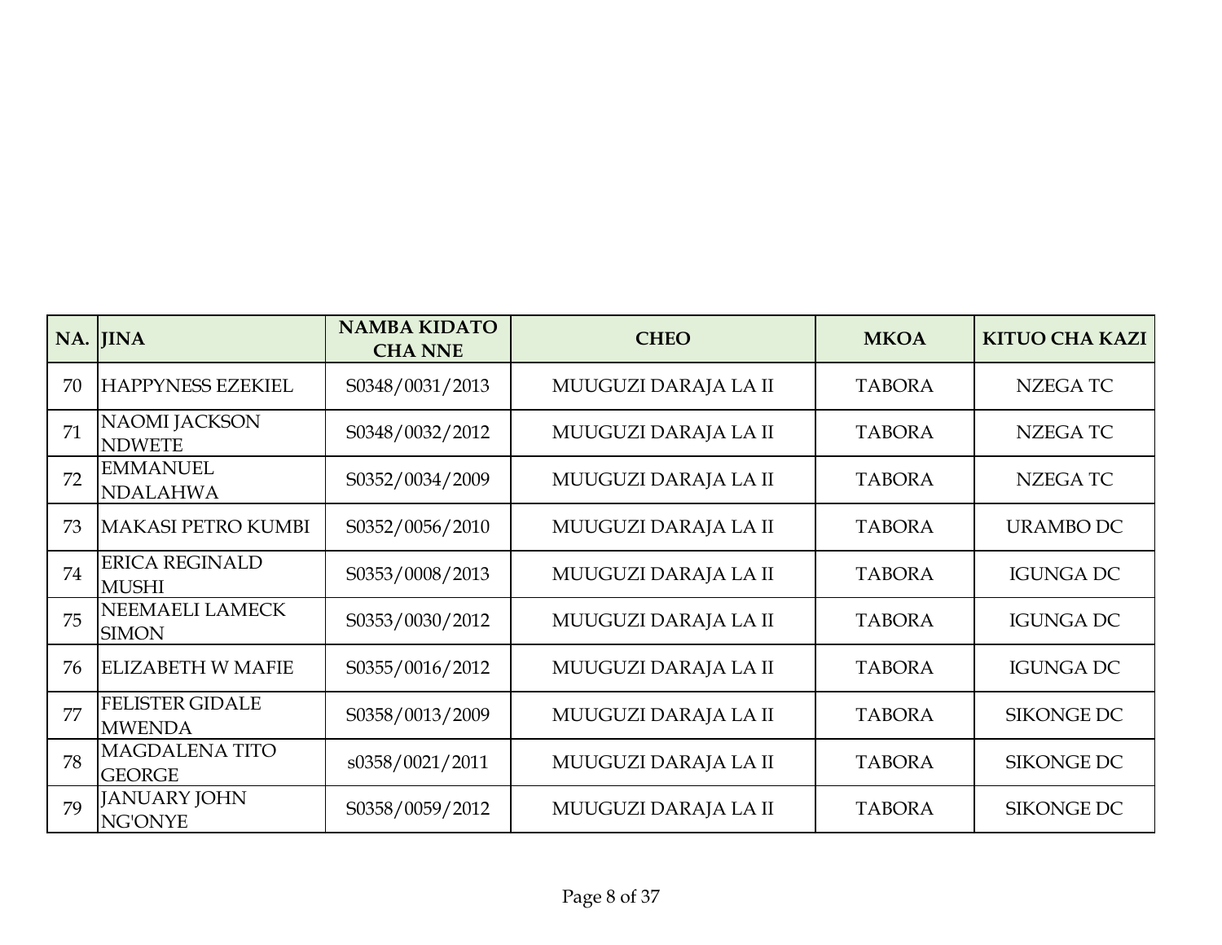| NA. | JINA | NAMBA KIDATO CHA NNE | CHEO | MKOA | KITUO CHA KAZI |
|---|---|---|---|---|---|
| 70 | HAPPYNESS EZEKIEL | S0348/0031/2013 | MUUGUZI DARAJA LA II | TABORA | NZEGA TC |
| 71 | NAOMI JACKSON NDWETE | S0348/0032/2012 | MUUGUZI DARAJA LA II | TABORA | NZEGA TC |
| 72 | EMMANUEL NDALAHWA | S0352/0034/2009 | MUUGUZI DARAJA LA II | TABORA | NZEGA TC |
| 73 | MAKASI PETRO KUMBI | S0352/0056/2010 | MUUGUZI DARAJA LA II | TABORA | URAMBO DC |
| 74 | ERICA REGINALD MUSHI | S0353/0008/2013 | MUUGUZI DARAJA LA II | TABORA | IGUNGA DC |
| 75 | NEEMAELI LAMECK SIMON | S0353/0030/2012 | MUUGUZI DARAJA LA II | TABORA | IGUNGA DC |
| 76 | ELIZABETH W MAFIE | S0355/0016/2012 | MUUGUZI DARAJA LA II | TABORA | IGUNGA DC |
| 77 | FELISTER GIDALE MWENDA | S0358/0013/2009 | MUUGUZI DARAJA LA II | TABORA | SIKONGE DC |
| 78 | MAGDALENA TITO GEORGE | s0358/0021/2011 | MUUGUZI DARAJA LA II | TABORA | SIKONGE DC |
| 79 | JANUARY JOHN NG'ONYE | S0358/0059/2012 | MUUGUZI DARAJA LA II | TABORA | SIKONGE DC |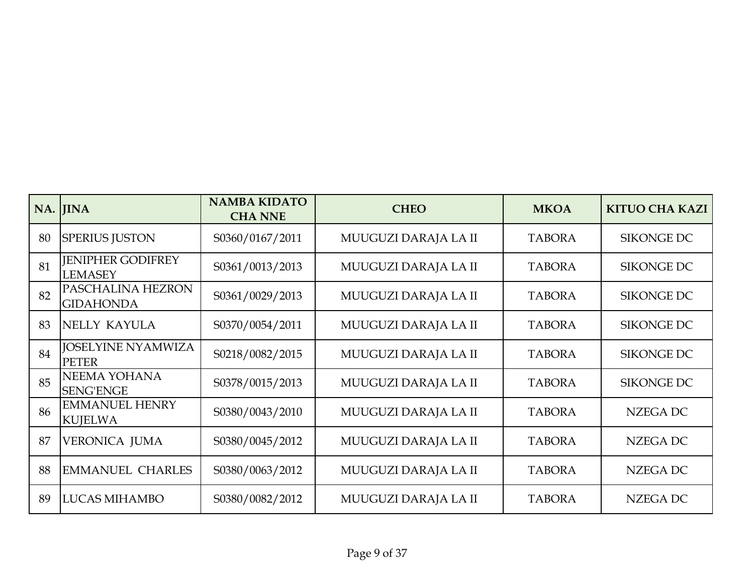| NA. | JINA | NAMBA KIDATO CHA NNE | CHEO | MKOA | KITUO CHA KAZI |
|---|---|---|---|---|---|
| 80 | SPERIUS JUSTON | S0360/0167/2011 | MUUGUZI DARAJA LA II | TABORA | SIKONGE DC |
| 81 | JENIPHER GODIFREY LEMASEY | S0361/0013/2013 | MUUGUZI DARAJA LA II | TABORA | SIKONGE DC |
| 82 | PASCHALINA HEZRON GIDAHONDA | S0361/0029/2013 | MUUGUZI DARAJA LA II | TABORA | SIKONGE DC |
| 83 | NELLY KAYULA | S0370/0054/2011 | MUUGUZI DARAJA LA II | TABORA | SIKONGE DC |
| 84 | JOSELYINE NYAMWIZA PETER | S0218/0082/2015 | MUUGUZI DARAJA LA II | TABORA | SIKONGE DC |
| 85 | NEEMA YOHANA SENG'ENGE | S0378/0015/2013 | MUUGUZI DARAJA LA II | TABORA | SIKONGE DC |
| 86 | EMMANUEL HENRY KUJELWA | S0380/0043/2010 | MUUGUZI DARAJA LA II | TABORA | NZEGA DC |
| 87 | VERONICA JUMA | S0380/0045/2012 | MUUGUZI DARAJA LA II | TABORA | NZEGA DC |
| 88 | EMMANUEL CHARLES | S0380/0063/2012 | MUUGUZI DARAJA LA II | TABORA | NZEGA DC |
| 89 | LUCAS MIHAMBO | S0380/0082/2012 | MUUGUZI DARAJA LA II | TABORA | NZEGA DC |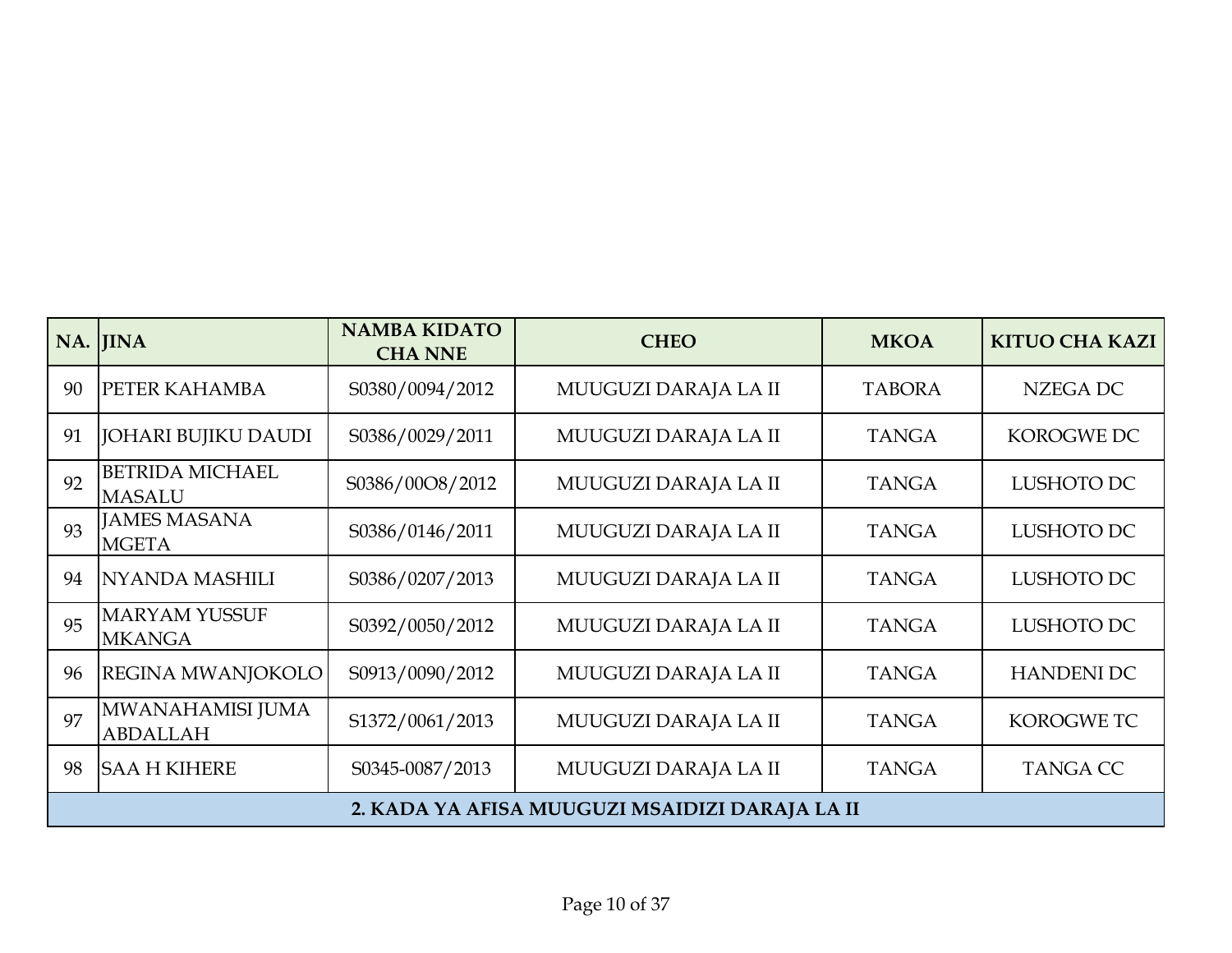| NA. | JINA | NAMBA KIDATO CHA NNE | CHEO | MKOA | KITUO CHA KAZI |
|---|---|---|---|---|---|
| 90 | PETER KAHAMBA | S0380/0094/2012 | MUUGUZI DARAJA LA II | TABORA | NZEGA DC |
| 91 | JOHARI BUJIKU DAUDI | S0386/0029/2011 | MUUGUZI DARAJA LA II | TANGA | KOROGWE DC |
| 92 | BETRIDA MICHAEL MASALU | S0386/00O8/2012 | MUUGUZI DARAJA LA II | TANGA | LUSHOTO DC |
| 93 | JAMES MASANA MGETA | S0386/0146/2011 | MUUGUZI DARAJA LA II | TANGA | LUSHOTO DC |
| 94 | NYANDA MASHILI | S0386/0207/2013 | MUUGUZI DARAJA LA II | TANGA | LUSHOTO DC |
| 95 | MARYAM YUSSUF MKANGA | S0392/0050/2012 | MUUGUZI DARAJA LA II | TANGA | LUSHOTO DC |
| 96 | REGINA MWANJOKOLO | S0913/0090/2012 | MUUGUZI DARAJA LA II | TANGA | HANDENI DC |
| 97 | MWANAHAMISI JUMA ABDALLAH | S1372/0061/2013 | MUUGUZI DARAJA LA II | TANGA | KOROGWE TC |
| 98 | SAA H KIHERE | S0345-0087/2013 | MUUGUZI DARAJA LA II | TANGA | TANGA CC |
| **2. KADA YA AFISA MUUGUZI MSAIDIZI DARAJA LA II** | | | | | |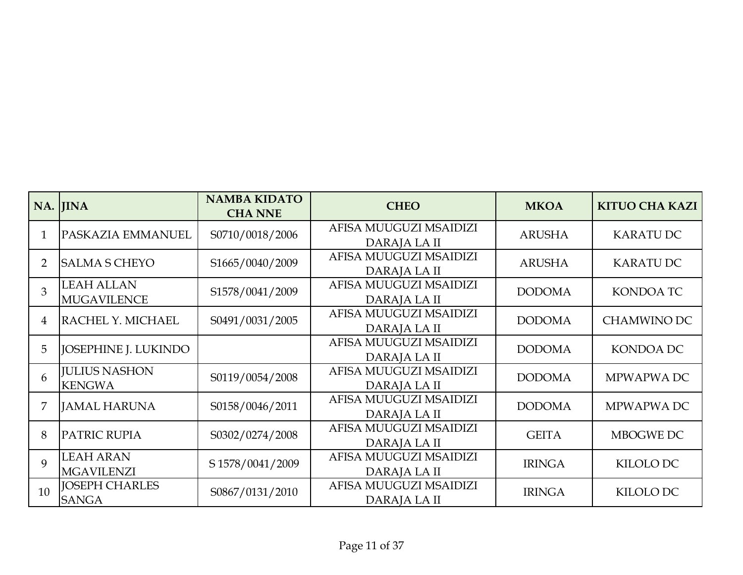| NA. | JINA | NAMBA KIDATO CHA NNE | CHEO | MKOA | KITUO CHA KAZI |
|---|---|---|---|---|---|
| 1 | PASKAZIA EMMANUEL | S0710/0018/2006 | AFISA MUUGUZI MSAIDIZI DARAJA LA II | ARUSHA | KARATU DC |
| 2 | SALMA S CHEYO | S1665/0040/2009 | AFISA MUUGUZI MSAIDIZI DARAJA LA II | ARUSHA | KARATU DC |
| 3 | LEAH ALLAN MUGAVILENCE | S1578/0041/2009 | AFISA MUUGUZI MSAIDIZI DARAJA LA II | DODOMA | KONDOA TC |
| 4 | RACHEL Y. MICHAEL | S0491/0031/2005 | AFISA MUUGUZI MSAIDIZI DARAJA LA II | DODOMA | CHAMWINO DC |
| 5 | JOSEPHINE J. LUKINDO | | AFISA MUUGUZI MSAIDIZI DARAJA LA II | DODOMA | KONDOA DC |
| 6 | JULIUS NASHON KENGWA | S0119/0054/2008 | AFISA MUUGUZI MSAIDIZI DARAJA LA II | DODOMA | MPWAPWA DC |
| 7 | JAMAL HARUNA | S0158/0046/2011 | AFISA MUUGUZI MSAIDIZI DARAJA LA II | DODOMA | MPWAPWA DC |
| 8 | PATRIC RUPIA | S0302/0274/2008 | AFISA MUUGUZI MSAIDIZI DARAJA LA II | GEITA | MBOGWE DC |
| 9 | LEAH ARAN MGAVILENZI | S 1578/0041/2009 | AFISA MUUGUZI MSAIDIZI DARAJA LA II | IRINGA | KILOLO DC |
| 10 | JOSEPH CHARLES SANGA | S0867/0131/2010 | AFISA MUUGUZI MSAIDIZI DARAJA LA II | IRINGA | KILOLO DC |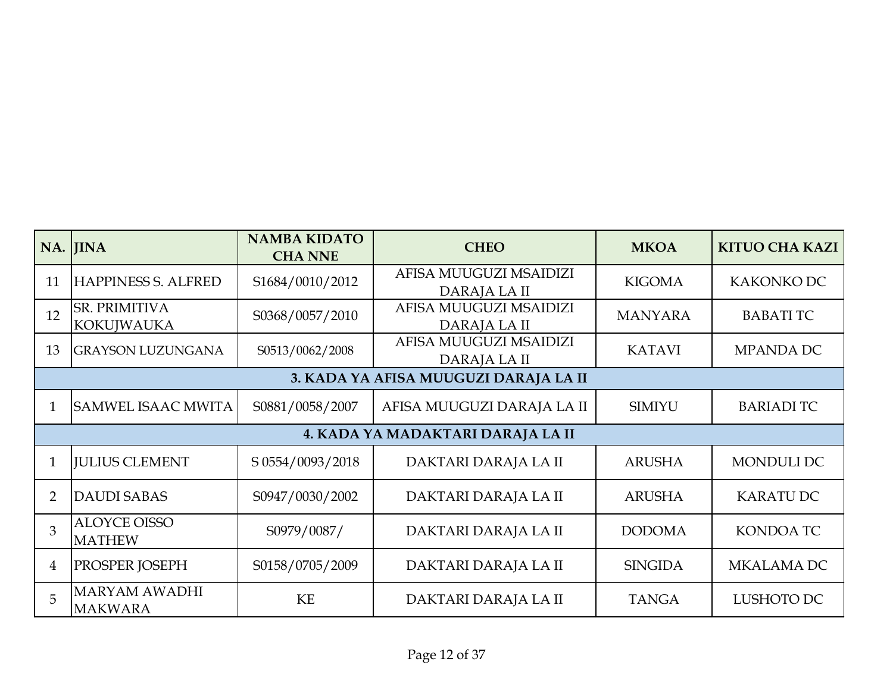| NA. | JINA | NAMBA KIDATO CHA NNE | CHEO | MKOA | KITUO CHA KAZI |
|---|---|---|---|---|---|
| 11 | HAPPINESS S. ALFRED | S1684/0010/2012 | AFISA MUUGUZI MSAIDIZI DARAJA LA II | KIGOMA | KAKONKO DC |
| 12 | SR. PRIMITIVA KOKUJWAUKA | S0368/0057/2010 | AFISA MUUGUZI MSAIDIZI DARAJA LA II | MANYARA | BABATI TC |
| 13 | GRAYSON LUZUNGANA | S0513/0062/2008 | AFISA MUUGUZI MSAIDIZI DARAJA LA II | KATAVI | MPANDA DC |
| **3. KADA YA AFISA MUUGUZI DARAJA LA II** | | | | | |
| 1 | SAMWEL ISAAC MWITA | S0881/0058/2007 | AFISA MUUGUZI DARAJA LA II | SIMIYU | BARIADI TC |
| **4. KADA YA MADAKTARI DARAJA LA II** | | | | | |
| 1 | JULIUS CLEMENT | S 0554/0093/2018 | DAKTARI DARAJA LA II | ARUSHA | MONDULI DC |
| 2 | DAUDI SABAS | S0947/0030/2002 | DAKTARI DARAJA LA II | ARUSHA | KARATU DC |
| 3 | ALOYCE OISSO MATHEW | S0979/0087/ | DAKTARI DARAJA LA II | DODOMA | KONDOA TC |
| 4 | PROSPER JOSEPH | S0158/0705/2009 | DAKTARI DARAJA LA II | SINGIDA | MKALAMA DC |
| 5 | MARYAM AWADHI MAKWARA | KE | DAKTARI DARAJA LA II | TANGA | LUSHOTO DC |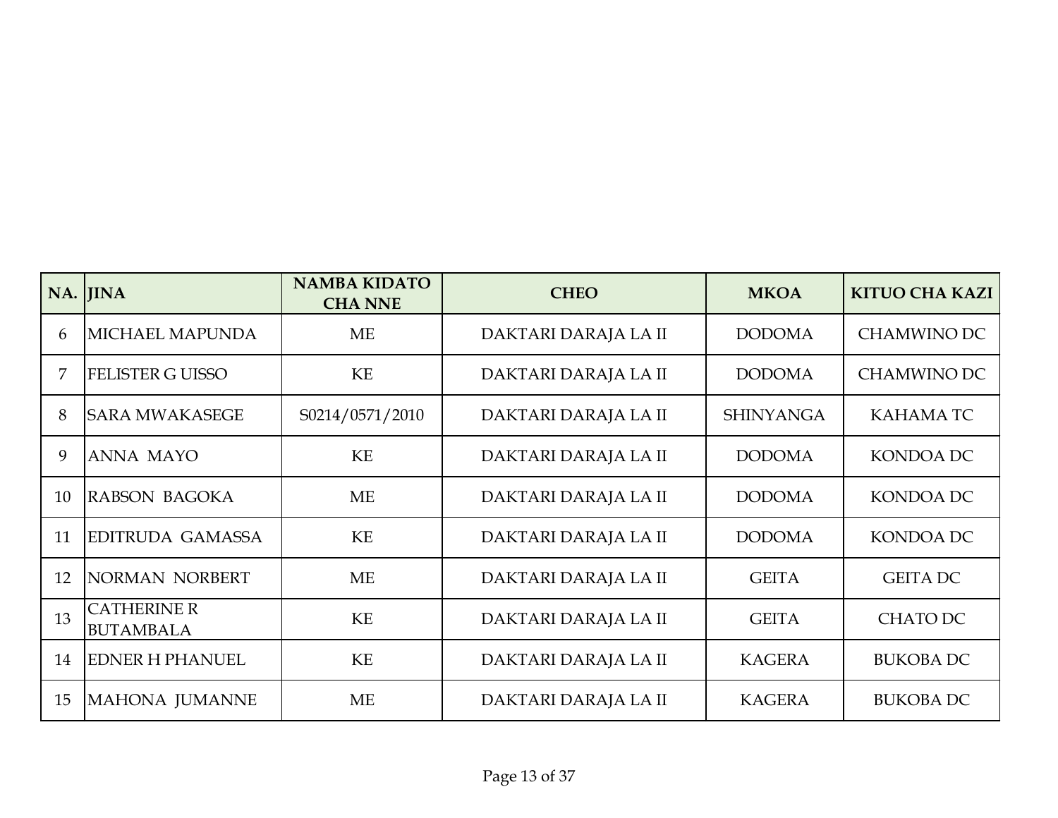| NA. | JINA | NAMBA KIDATO CHA NNE | CHEO | MKOA | KITUO CHA KAZI |
| --- | --- | --- | --- | --- | --- |
| 6 | MICHAEL MAPUNDA | ME | DAKTARI DARAJA LA II | DODOMA | CHAMWINO DC |
| 7 | FELISTER G UISSO | KE | DAKTARI DARAJA LA II | DODOMA | CHAMWINO DC |
| 8 | SARA MWAKASEGE | S0214/0571/2010 | DAKTARI DARAJA LA II | SHINYANGA | KAHAMA TC |
| 9 | ANNA MAYO | KE | DAKTARI DARAJA LA II | DODOMA | KONDOA DC |
| 10 | RABSON BAGOKA | ME | DAKTARI DARAJA LA II | DODOMA | KONDOA DC |
| 11 | EDITRUDA GAMASSA | KE | DAKTARI DARAJA LA II | DODOMA | KONDOA DC |
| 12 | NORMAN NORBERT | ME | DAKTARI DARAJA LA II | GEITA | GEITA DC |
| 13 | CATHERINE R BUTAMBALA | KE | DAKTARI DARAJA LA II | GEITA | CHATO DC |
| 14 | EDNER H PHANUEL | KE | DAKTARI DARAJA LA II | KAGERA | BUKOBA DC |
| 15 | MAHONA JUMANNE | ME | DAKTARI DARAJA LA II | KAGERA | BUKOBA DC |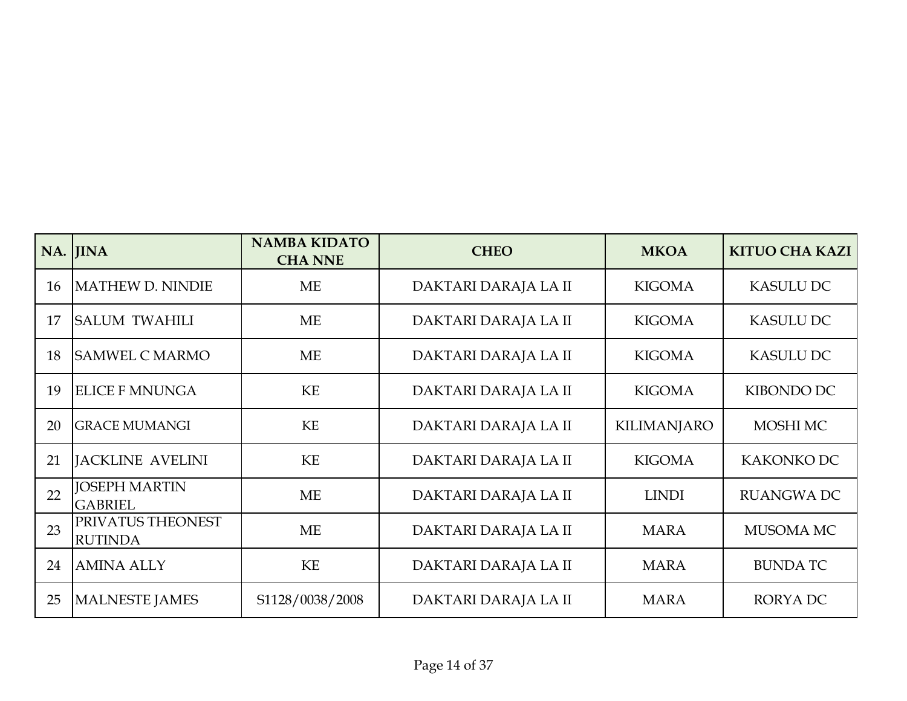| NA. | JINA | NAMBA KIDATO CHA NNE | CHEO | MKOA | KITUO CHA KAZI |
|---|---|---|---|---|---|
| 16 | MATHEW D. NINDIE | ME | DAKTARI DARAJA LA II | KIGOMA | KASULU DC |
| 17 | SALUM TWAHILI | ME | DAKTARI DARAJA LA II | KIGOMA | KASULU DC |
| 18 | SAMWEL C MARMO | ME | DAKTARI DARAJA LA II | KIGOMA | KASULU DC |
| 19 | ELICE F MNUNGA | KE | DAKTARI DARAJA LA II | KIGOMA | KIBONDO DC |
| 20 | GRACE MUMANGI | KE | DAKTARI DARAJA LA II | KILIMANJARO | MOSHI MC |
| 21 | JACKLINE AVELINI | KE | DAKTARI DARAJA LA II | KIGOMA | KAKONKO DC |
| 22 | JOSEPH MARTIN GABRIEL | ME | DAKTARI DARAJA LA II | LINDI | RUANGWA DC |
| 23 | PRIVATUS THEONEST RUTINDA | ME | DAKTARI DARAJA LA II | MARA | MUSOMA MC |
| 24 | AMINA ALLY | KE | DAKTARI DARAJA LA II | MARA | BUNDA TC |
| 25 | MALNESTE JAMES | S1128/0038/2008 | DAKTARI DARAJA LA II | MARA | RORYA DC |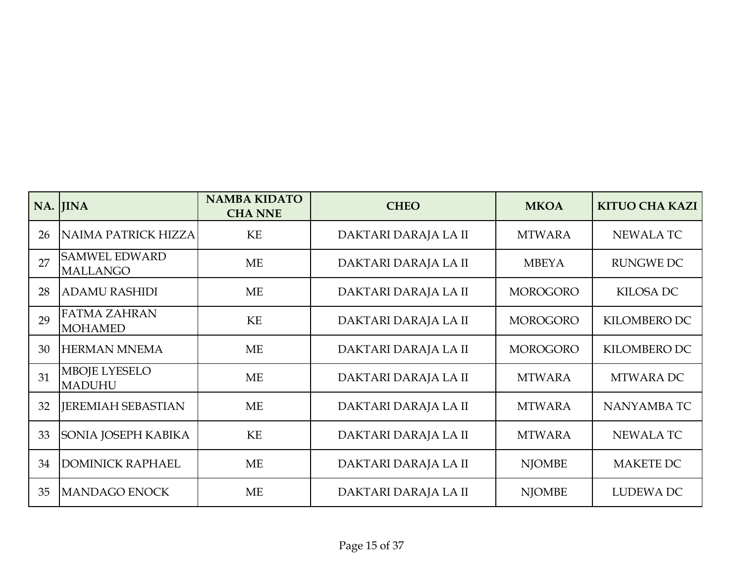| NA. | JINA | NAMBA KIDATO CHA NNE | CHEO | MKOA | KITUO CHA KAZI |
|---|---|---|---|---|---|
| 26 | NAIMA PATRICK HIZZA | KE | DAKTARI DARAJA LA II | MTWARA | NEWALA TC |
| 27 | SAMWEL EDWARD MALLANGO | ME | DAKTARI DARAJA LA II | MBEYA | RUNGWE DC |
| 28 | ADAMU RASHIDI | ME | DAKTARI DARAJA LA II | MOROGORO | KILOSA DC |
| 29 | FATMA ZAHRAN MOHAMED | KE | DAKTARI DARAJA LA II | MOROGORO | KILOMBERO DC |
| 30 | HERMAN MNEMA | ME | DAKTARI DARAJA LA II | MOROGORO | KILOMBERO DC |
| 31 | MBOJE LYESELO MADUHU | ME | DAKTARI DARAJA LA II | MTWARA | MTWARA DC |
| 32 | JEREMIAH SEBASTIAN | ME | DAKTARI DARAJA LA II | MTWARA | NANYAMBA TC |
| 33 | SONIA JOSEPH KABIKA | KE | DAKTARI DARAJA LA II | MTWARA | NEWALA TC |
| 34 | DOMINICK RAPHAEL | ME | DAKTARI DARAJA LA II | NJOMBE | MAKETE DC |
| 35 | MANDAGO ENOCK | ME | DAKTARI DARAJA LA II | NJOMBE | LUDEWA DC |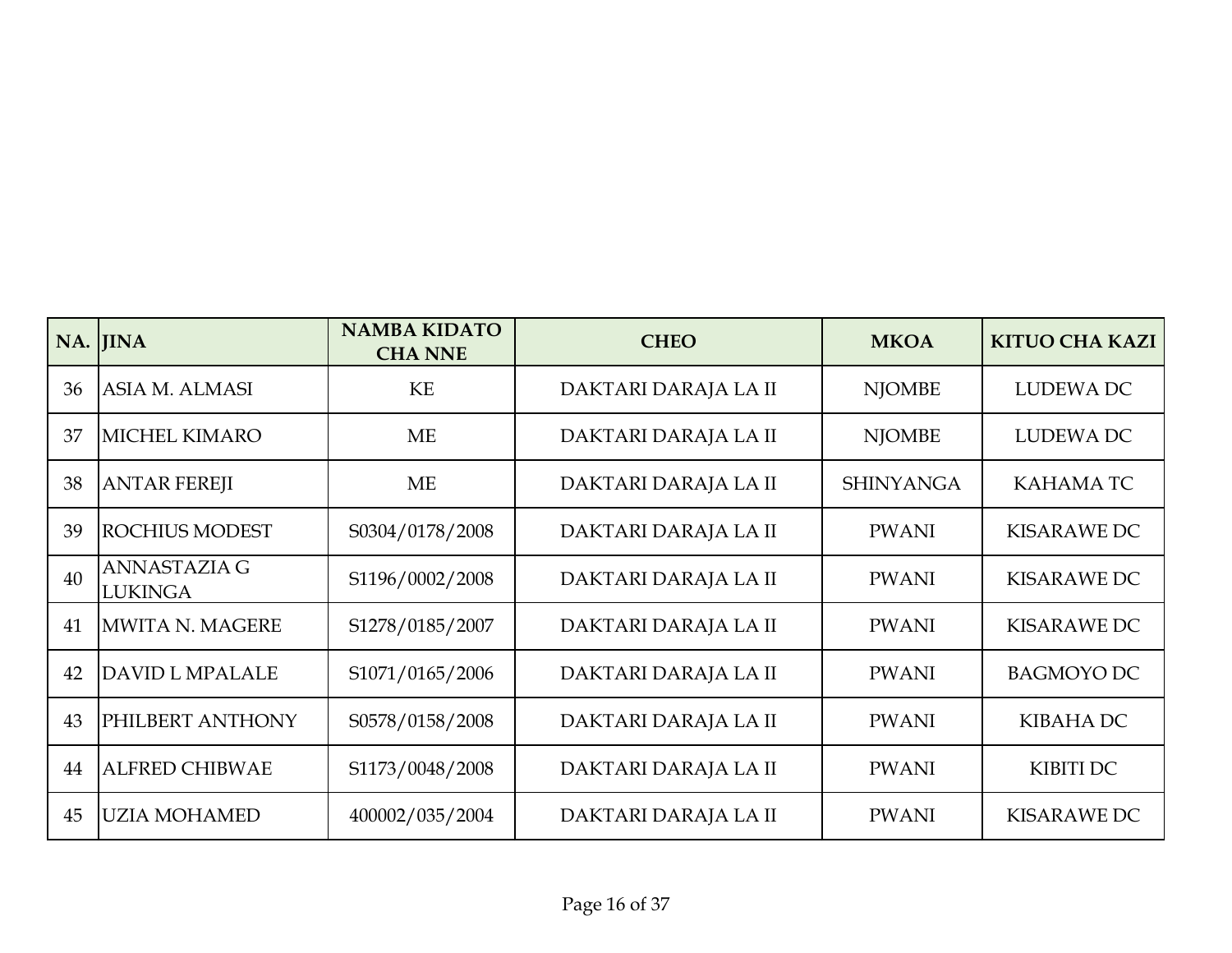| NA. | JINA | NAMBA KIDATO CHA NNE | CHEO | MKOA | KITUO CHA KAZI |
|---|---|---|---|---|---|
| 36 | ASIA M. ALMASI | KE | DAKTARI DARAJA LA II | NJOMBE | LUDEWA DC |
| 37 | MICHEL KIMARO | ME | DAKTARI DARAJA LA II | NJOMBE | LUDEWA DC |
| 38 | ANTAR FEREJI | ME | DAKTARI DARAJA LA II | SHINYANGA | KAHAMA TC |
| 39 | ROCHIUS MODEST | S0304/0178/2008 | DAKTARI DARAJA LA II | PWANI | KISARAWE DC |
| 40 | ANNASTAZIA G LUKINGA | S1196/0002/2008 | DAKTARI DARAJA LA II | PWANI | KISARAWE DC |
| 41 | MWITA N. MAGERE | S1278/0185/2007 | DAKTARI DARAJA LA II | PWANI | KISARAWE DC |
| 42 | DAVID L MPALALE | S1071/0165/2006 | DAKTARI DARAJA LA II | PWANI | BAGMOYO DC |
| 43 | PHILBERT ANTHONY | S0578/0158/2008 | DAKTARI DARAJA LA II | PWANI | KIBAHA DC |
| 44 | ALFRED CHIBWAE | S1173/0048/2008 | DAKTARI DARAJA LA II | PWANI | KIBITI DC |
| 45 | UZIA MOHAMED | 400002/035/2004 | DAKTARI DARAJA LA II | PWANI | KISARAWE DC |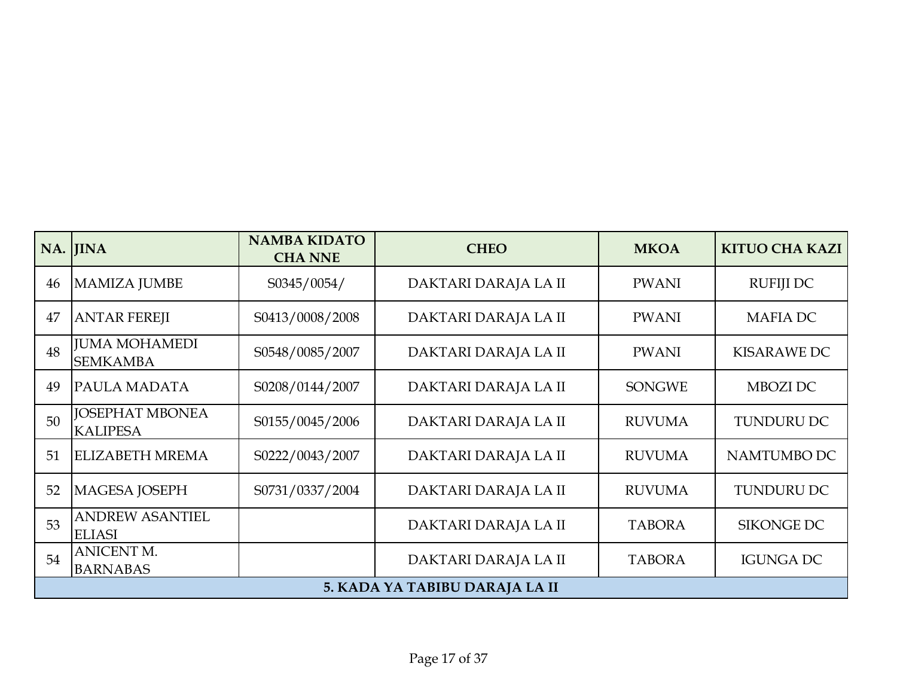| NA. | JINA | NAMBA KIDATO CHA NNE | CHEO | MKOA | KITUO CHA KAZI |
|---|---|---|---|---|---|
| 46 | MAMIZA JUMBE | S0345/0054/ | DAKTARI DARAJA LA II | PWANI | RUFIJI DC |
| 47 | ANTAR FEREJI | S0413/0008/2008 | DAKTARI DARAJA LA II | PWANI | MAFIA DC |
| 48 | JUMA MOHAMEDI SEMKAMBA | S0548/0085/2007 | DAKTARI DARAJA LA II | PWANI | KISARAWE DC |
| 49 | PAULA MADATA | S0208/0144/2007 | DAKTARI DARAJA LA II | SONGWE | MBOZI DC |
| 50 | JOSEPHAT MBONEA KALIPESA | S0155/0045/2006 | DAKTARI DARAJA LA II | RUVUMA | TUNDURU DC |
| 51 | ELIZABETH MREMA | S0222/0043/2007 | DAKTARI DARAJA LA II | RUVUMA | NAMTUMBO DC |
| 52 | MAGESA JOSEPH | S0731/0337/2004 | DAKTARI DARAJA LA II | RUVUMA | TUNDURU DC |
| 53 | ANDREW ASANTIEL ELIASI | | DAKTARI DARAJA LA II | TABORA | SIKONGE DC |
| 54 | ANICENT M. BARNABAS | | DAKTARI DARAJA LA II | TABORA | IGUNGA DC |
| **5. KADA YA TABIBU DARAJA LA II** | | | | | |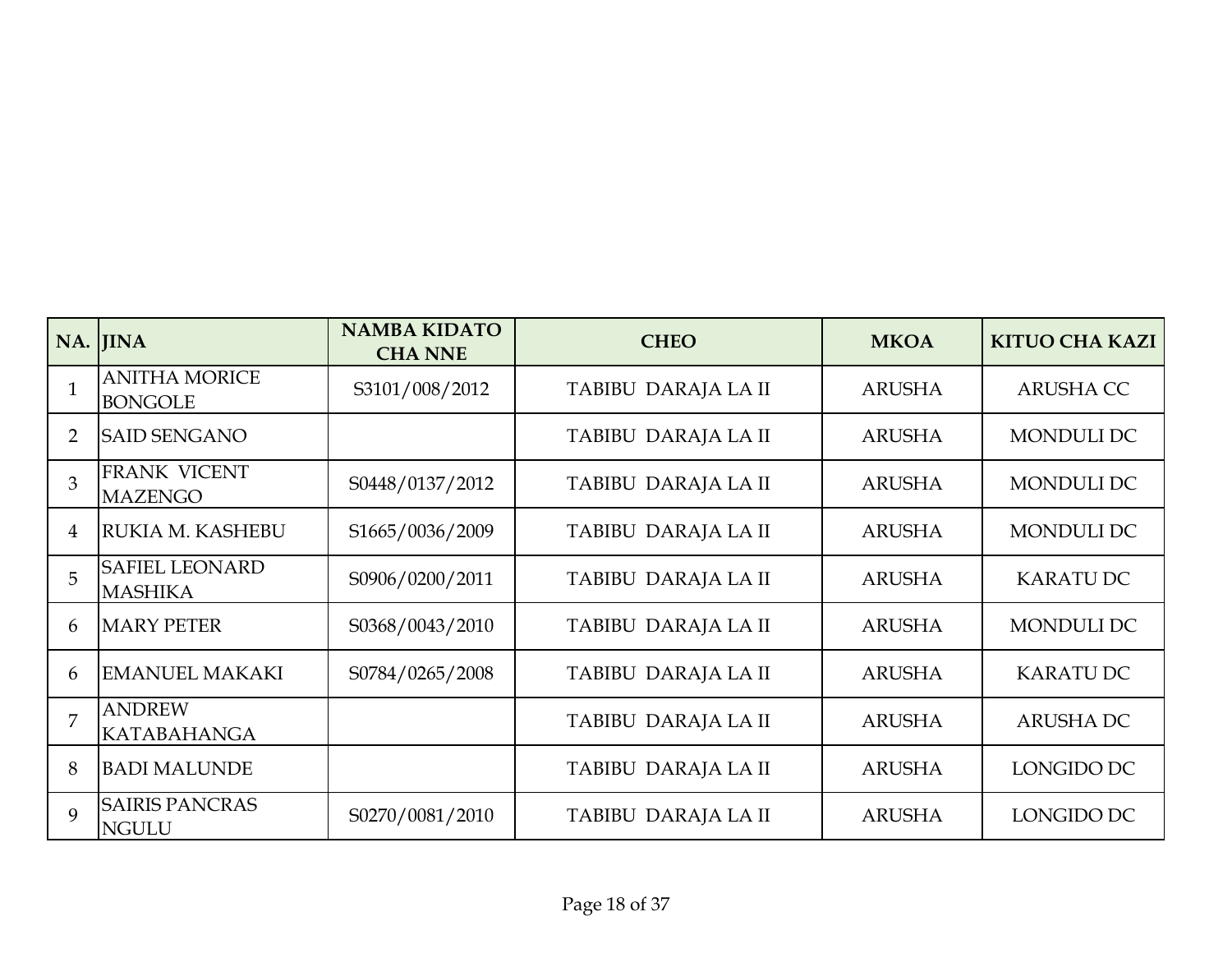| NA. | JINA | NAMBA KIDATO CHA NNE | CHEO | MKOA | KITUO CHA KAZI |
|---|---|---|---|---|---|
| 1 | ANITHA MORICE BONGOLE | S3101/008/2012 | TABIBU DARAJA LA II | ARUSHA | ARUSHA CC |
| 2 | SAID SENGANO | | TABIBU DARAJA LA II | ARUSHA | MONDULI DC |
| 3 | FRANK VICENT MAZENGO | S0448/0137/2012 | TABIBU DARAJA LA II | ARUSHA | MONDULI DC |
| 4 | RUKIA M. KASHEBU | S1665/0036/2009 | TABIBU DARAJA LA II | ARUSHA | MONDULI DC |
| 5 | SAFIEL LEONARD MASHIKA | S0906/0200/2011 | TABIBU DARAJA LA II | ARUSHA | KARATU DC |
| 6 | MARY PETER | S0368/0043/2010 | TABIBU DARAJA LA II | ARUSHA | MONDULI DC |
| 6 | EMANUEL MAKAKI | S0784/0265/2008 | TABIBU DARAJA LA II | ARUSHA | KARATU DC |
| 7 | ANDREW KATABAHANGA | | TABIBU DARAJA LA II | ARUSHA | ARUSHA DC |
| 8 | BADI MALUNDE | | TABIBU DARAJA LA II | ARUSHA | LONGIDO DC |
| 9 | SAIRIS PANCRAS NGULU | S0270/0081/2010 | TABIBU DARAJA LA II | ARUSHA | LONGIDO DC |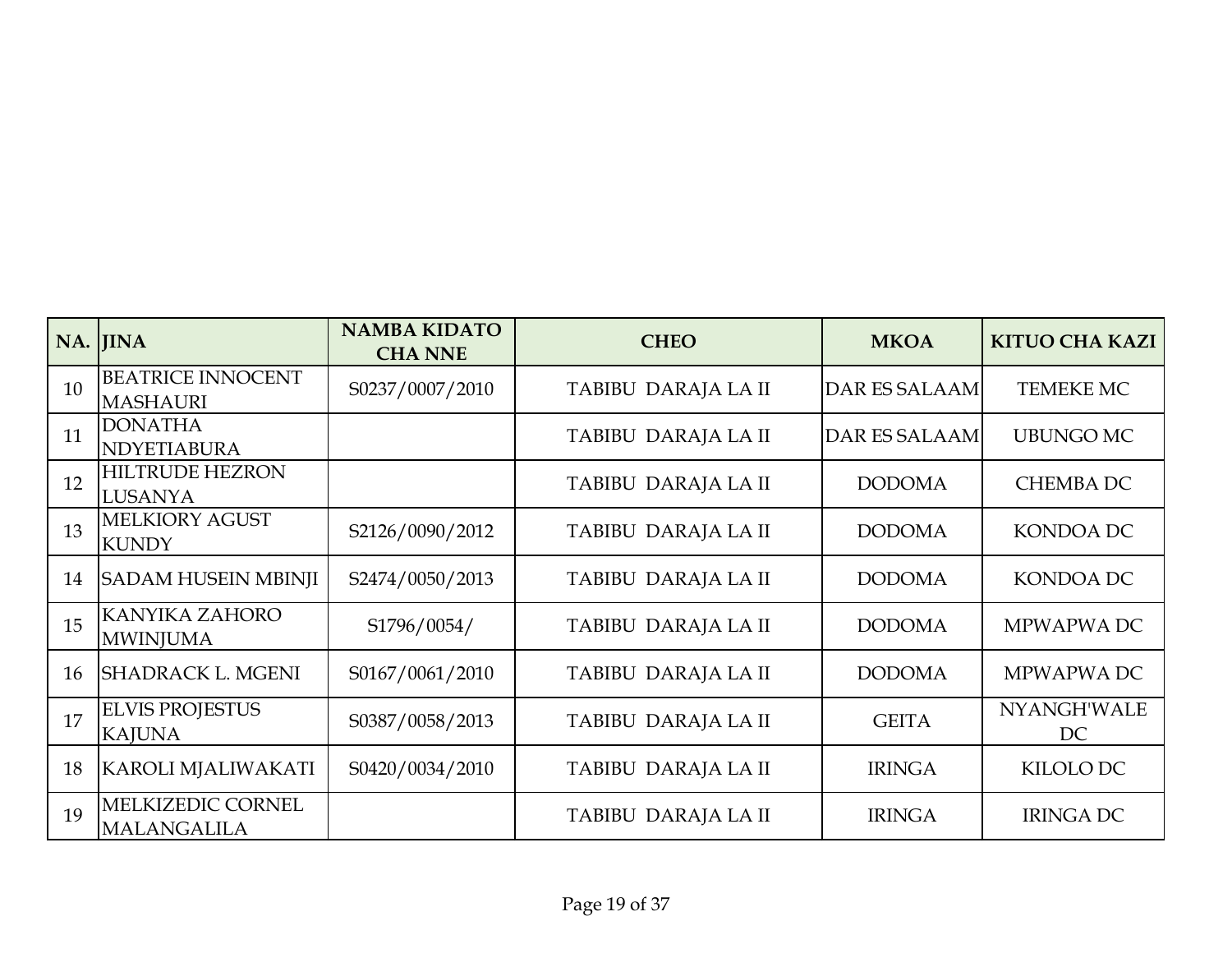| NA. | JINA | NAMBA KIDATO CHA NNE | CHEO | MKOA | KITUO CHA KAZI |
|---|---|---|---|---|---|
| 10 | BEATRICE INNOCENT MASHAURI | S0237/0007/2010 | TABIBU DARAJA LA II | DAR ES SALAAM | TEMEKE MC |
| 11 | DONATHA NDYETIABURA | | TABIBU DARAJA LA II | DAR ES SALAAM | UBUNGO MC |
| 12 | HILTRUDE HEZRON LUSANYA | | TABIBU DARAJA LA II | DODOMA | CHEMBA DC |
| 13 | MELKIORY AGUST KUNDY | S2126/0090/2012 | TABIBU DARAJA LA II | DODOMA | KONDOA DC |
| 14 | SADAM HUSEIN MBINJI | S2474/0050/2013 | TABIBU DARAJA LA II | DODOMA | KONDOA DC |
| 15 | KANYIKA ZAHORO MWINJUMA | S1796/0054/ | TABIBU DARAJA LA II | DODOMA | MPWAPWA DC |
| 16 | SHADRACK L. MGENI | S0167/0061/2010 | TABIBU DARAJA LA II | DODOMA | MPWAPWA DC |
| 17 | ELVIS PROJESTUS KAJUNA | S0387/0058/2013 | TABIBU DARAJA LA II | GEITA | NYANGH'WALE DC |
| 18 | KAROLI MJALIWAKATI | S0420/0034/2010 | TABIBU DARAJA LA II | IRINGA | KILOLO DC |
| 19 | MELKIZEDIC CORNEL MALANGALILA | | TABIBU DARAJA LA II | IRINGA | IRINGA DC |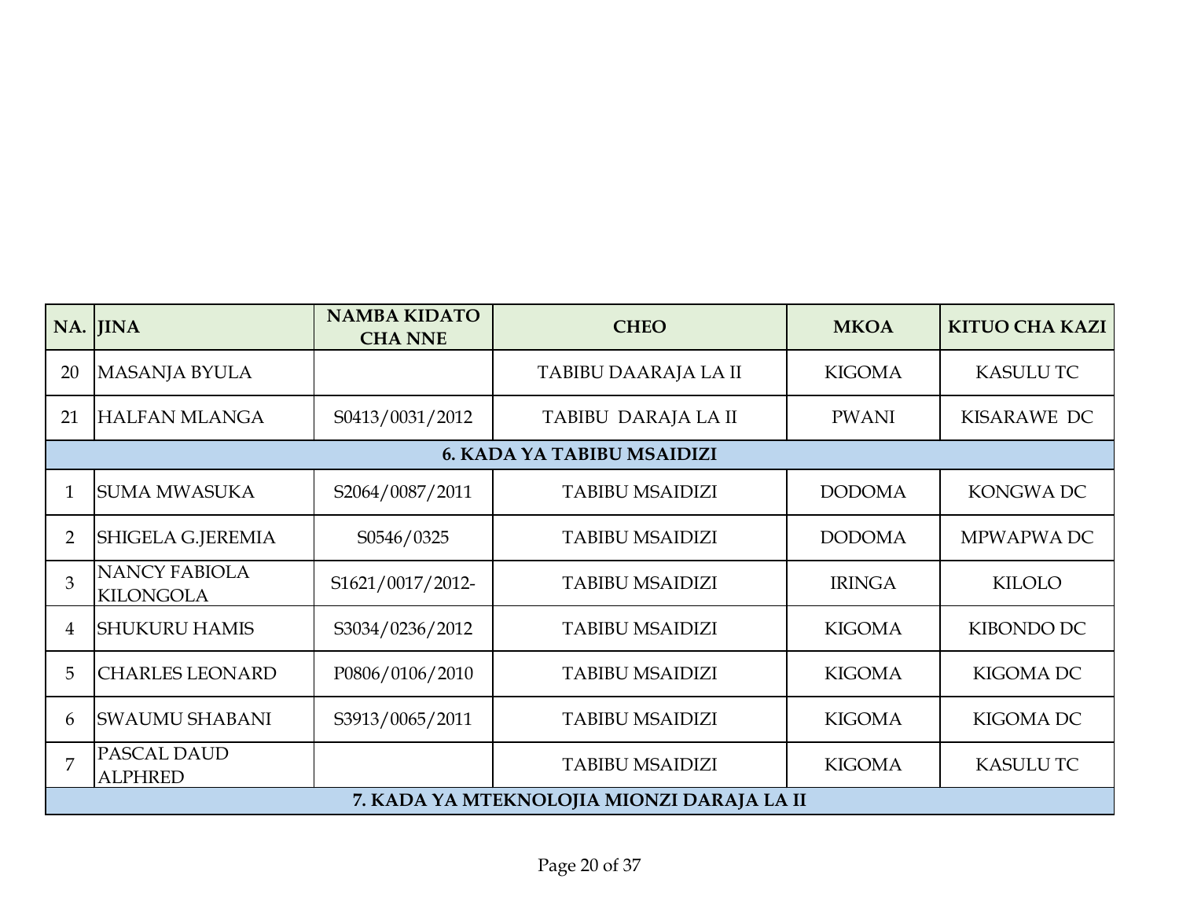| NA. | JINA | NAMBA KIDATO CHA NNE | CHEO | MKOA | KITUO CHA KAZI |
|---|---|---|---|---|---|
| 20 | MASANJA BYULA | | TABIBU DAARAJA LA II | KIGOMA | KASULU TC |
| 21 | HALFAN MLANGA | S0413/0031/2012 | TABIBU DARAJA LA II | PWANI | KISARAWE DC |
| **6. KADA YA TABIBU MSAIDIZI** | | | | | |
| 1 | SUMA MWASUKA | S2064/0087/2011 | TABIBU MSAIDIZI | DODOMA | KONGWA DC |
| 2 | SHIGELA G.JEREMIA | S0546/0325 | TABIBU MSAIDIZI | DODOMA | MPWAPWA DC |
| 3 | NANCY FABIOLA KILONGOLA | S1621/0017/2012- | TABIBU MSAIDIZI | IRINGA | KILOLO |
| 4 | SHUKURU HAMIS | S3034/0236/2012 | TABIBU MSAIDIZI | KIGOMA | KIBONDO DC |
| 5 | CHARLES LEONARD | P0806/0106/2010 | TABIBU MSAIDIZI | KIGOMA | KIGOMA DC |
| 6 | SWAUMU SHABANI | S3913/0065/2011 | TABIBU MSAIDIZI | KIGOMA | KIGOMA DC |
| 7 | PASCAL DAUD ALPHRED | | TABIBU MSAIDIZI | KIGOMA | KASULU TC |
| **7. KADA YA MTEKNOLOJIA MIONZI DARAJA LA II** | | | | | |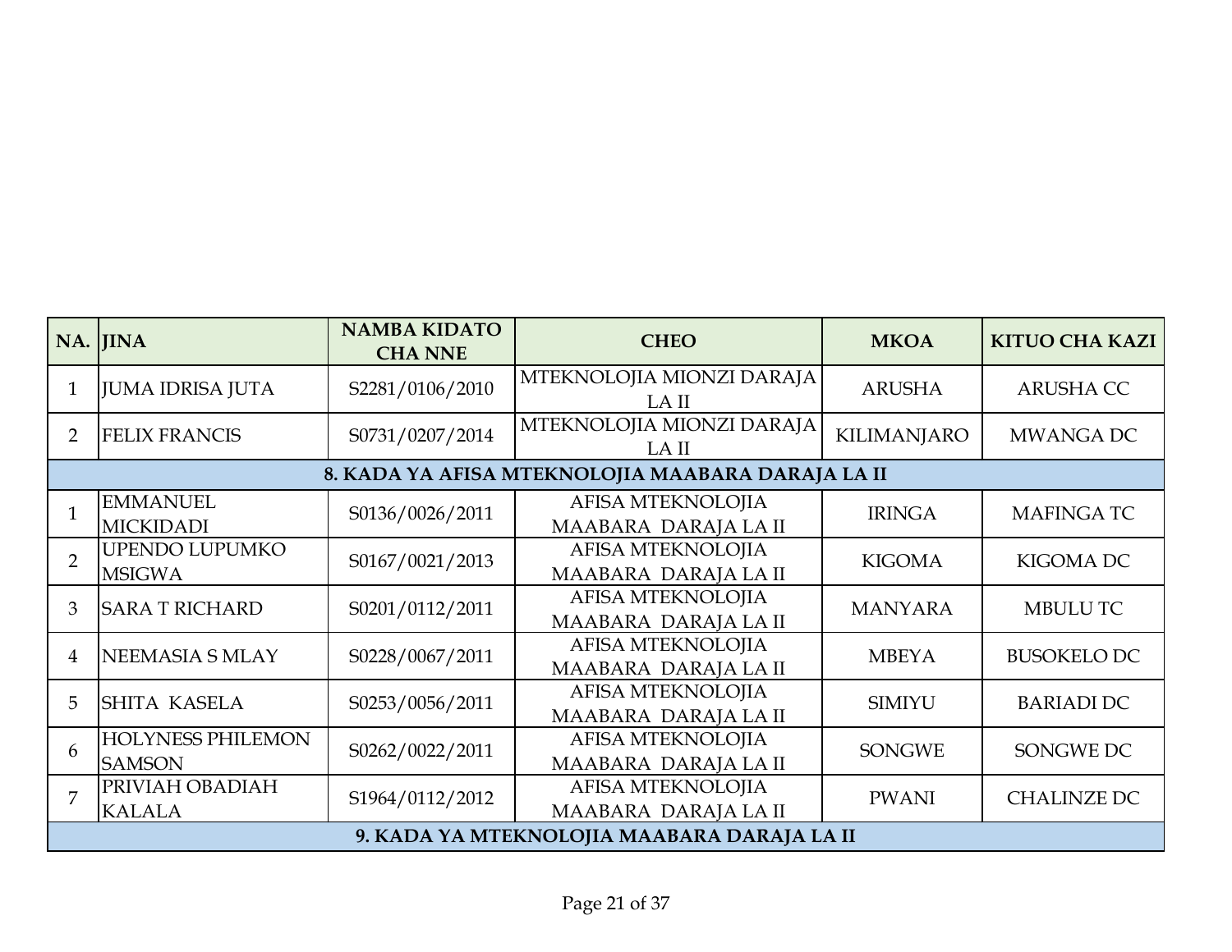| NA. | JINA | NAMBA KIDATO CHA NNE | CHEO | MKOA | KITUO CHA KAZI |
|---|---|---|---|---|---|
| 1 | JUMA IDRISA JUTA | S2281/0106/2010 | MTEKNOLOJIA MIONZI DARAJA LA II | ARUSHA | ARUSHA CC |
| 2 | FELIX FRANCIS | S0731/0207/2014 | MTEKNOLOJIA MIONZI DARAJA LA II | KILIMANJARO | MWANGA DC |
| **8. KADA YA AFISA MTEKNOLOJIA MAABARA DARAJA LA II** | | | | | |
| 1 | EMMANUEL MICKIDADI | S0136/0026/2011 | AFISA MTEKNOLOJIA MAABARA DARAJA LA II | IRINGA | MAFINGA TC |
| 2 | UPENDO LUPUMKO MSIGWA | S0167/0021/2013 | AFISA MTEKNOLOJIA MAABARA DARAJA LA II | KIGOMA | KIGOMA DC |
| 3 | SARA T RICHARD | S0201/0112/2011 | AFISA MTEKNOLOJIA MAABARA DARAJA LA II | MANYARA | MBULU TC |
| 4 | NEEMASIA S MLAY | S0228/0067/2011 | AFISA MTEKNOLOJIA MAABARA DARAJA LA II | MBEYA | BUSOKELO DC |
| 5 | SHITA KASELA | S0253/0056/2011 | AFISA MTEKNOLOJIA MAABARA DARAJA LA II | SIMIYU | BARIADI DC |
| 6 | HOLYNESS PHILEMON SAMSON | S0262/0022/2011 | AFISA MTEKNOLOJIA MAABARA DARAJA LA II | SONGWE | SONGWE DC |
| 7 | PRIVIAH OBADIAH KALALA | S1964/0112/2012 | AFISA MTEKNOLOJIA MAABARA DARAJA LA II | PWANI | CHALINZE DC |
| **9. KADA YA MTEKNOLOJIA MAABARA DARAJA LA II** | | | | | |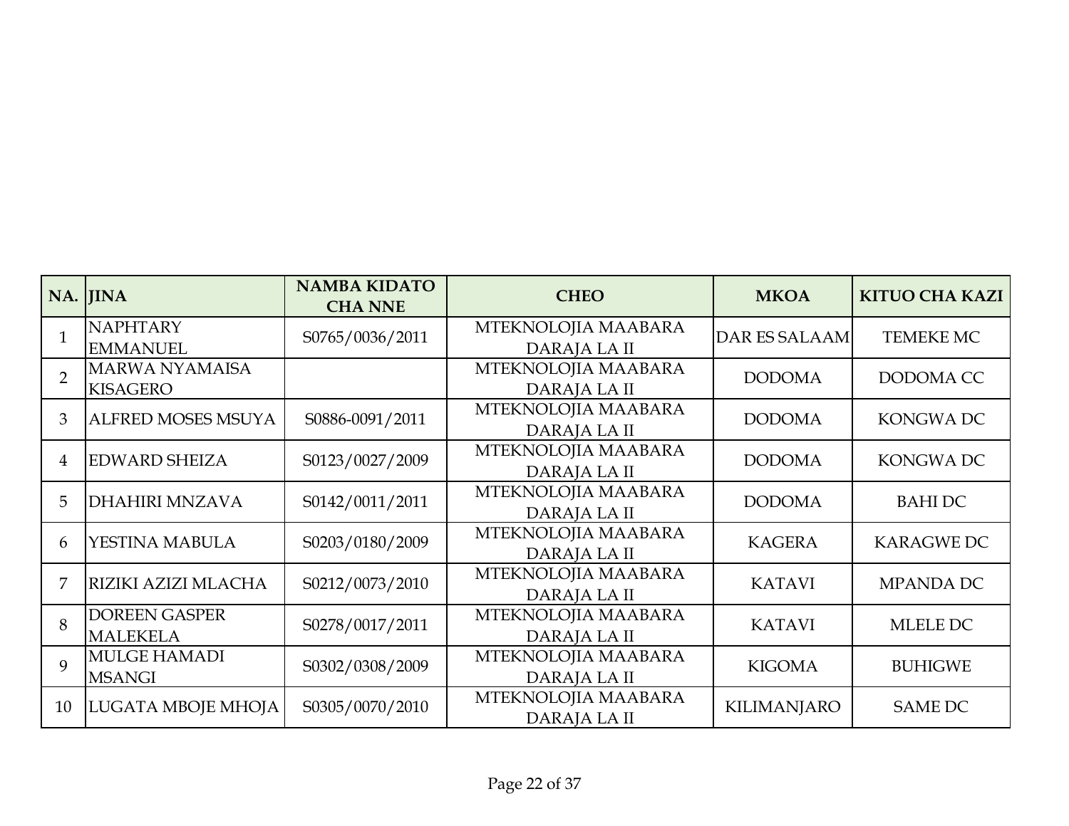| NA. | JINA | NAMBA KIDATO CHA NNE | CHEO | MKOA | KITUO CHA KAZI |
|---|---|---|---|---|---|
| 1 | NAPHTARY EMMANUEL | S0765/0036/2011 | MTEKNOLOJIA MAABARA DARAJA LA II | DAR ES SALAAM | TEMEKE MC |
| 2 | MARWA NYAMAISA KISAGERO | | MTEKNOLOJIA MAABARA DARAJA LA II | DODOMA | DODOMA CC |
| 3 | ALFRED MOSES MSUYA | S0886-0091/2011 | MTEKNOLOJIA MAABARA DARAJA LA II | DODOMA | KONGWA DC |
| 4 | EDWARD SHEIZA | S0123/0027/2009 | MTEKNOLOJIA MAABARA DARAJA LA II | DODOMA | KONGWA DC |
| 5 | DHAHIRI MNZAVA | S0142/0011/2011 | MTEKNOLOJIA MAABARA DARAJA LA II | DODOMA | BAHI DC |
| 6 | YESTINA MABULA | S0203/0180/2009 | MTEKNOLOJIA MAABARA DARAJA LA II | KAGERA | KARAGWE DC |
| 7 | RIZIKI AZIZI MLACHA | S0212/0073/2010 | MTEKNOLOJIA MAABARA DARAJA LA II | KATAVI | MPANDA DC |
| 8 | DOREEN GASPER MALEKELA | S0278/0017/2011 | MTEKNOLOJIA MAABARA DARAJA LA II | KATAVI | MLELE DC |
| 9 | MULGE HAMADI MSANGI | S0302/0308/2009 | MTEKNOLOJIA MAABARA DARAJA LA II | KIGOMA | BUHIGWE |
| 10 | LUGATA MBOJE MHOJA | S0305/0070/2010 | MTEKNOLOJIA MAABARA DARAJA LA II | KILIMANJARO | SAME DC |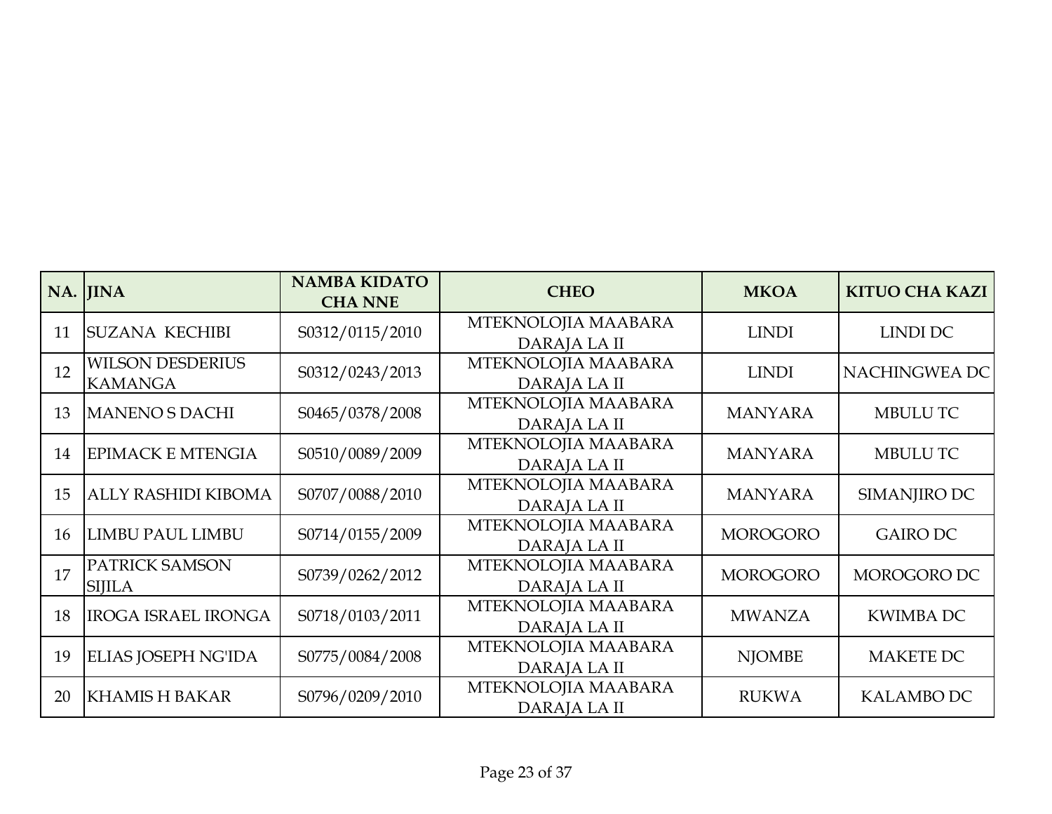| NA. | JINA | NAMBA KIDATO CHA NNE | CHEO | MKOA | KITUO CHA KAZI |
|---|---|---|---|---|---|
| 11 | SUZANA KECHIBI | S0312/0115/2010 | MTEKNOLOJIA MAABARA DARAJA LA II | LINDI | LINDI DC |
| 12 | WILSON DESDERIUS KAMANGA | S0312/0243/2013 | MTEKNOLOJIA MAABARA DARAJA LA II | LINDI | NACHINGWEA DC |
| 13 | MANENO S DACHI | S0465/0378/2008 | MTEKNOLOJIA MAABARA DARAJA LA II | MANYARA | MBULU TC |
| 14 | EPIMACK E MTENGIA | S0510/0089/2009 | MTEKNOLOJIA MAABARA DARAJA LA II | MANYARA | MBULU TC |
| 15 | ALLY RASHIDI KIBOMA | S0707/0088/2010 | MTEKNOLOJIA MAABARA DARAJA LA II | MANYARA | SIMANJIRO DC |
| 16 | LIMBU PAUL LIMBU | S0714/0155/2009 | MTEKNOLOJIA MAABARA DARAJA LA II | MOROGORO | GAIRO DC |
| 17 | PATRICK SAMSON SIJILA | S0739/0262/2012 | MTEKNOLOJIA MAABARA DARAJA LA II | MOROGORO | MOROGORO DC |
| 18 | IROGA ISRAEL IRONGA | S0718/0103/2011 | MTEKNOLOJIA MAABARA DARAJA LA II | MWANZA | KWIMBA DC |
| 19 | ELIAS JOSEPH NG'IDA | S0775/0084/2008 | MTEKNOLOJIA MAABARA DARAJA LA II | NJOMBE | MAKETE DC |
| 20 | KHAMIS H BAKAR | S0796/0209/2010 | MTEKNOLOJIA MAABARA DARAJA LA II | RUKWA | KALAMBO DC |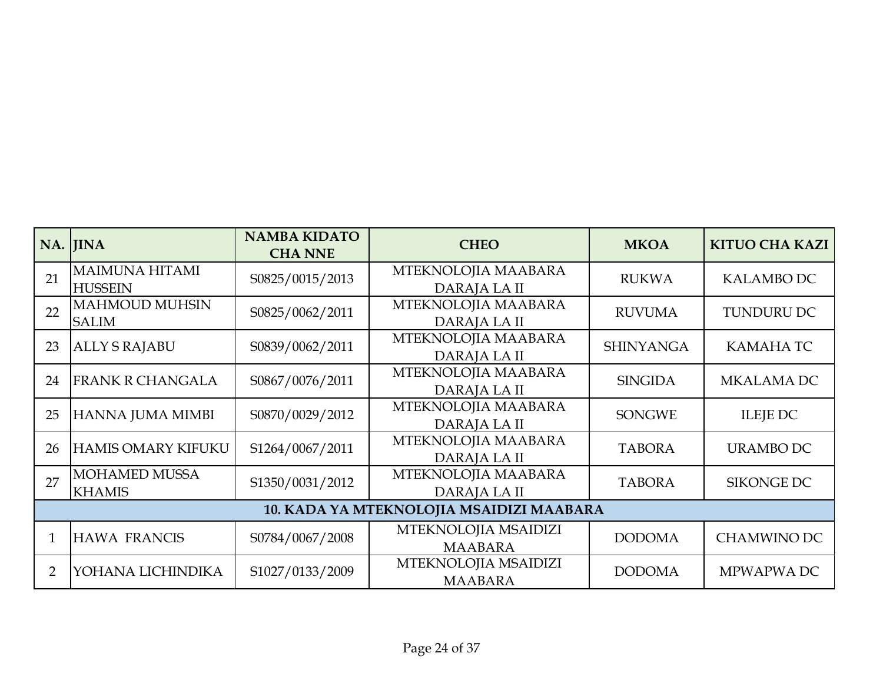| NA. | JINA | NAMBA KIDATO CHA NNE | CHEO | MKOA | KITUO CHA KAZI |
|---|---|---|---|---|---|
| 21 | MAIMUNA HITAMI HUSSEIN | S0825/0015/2013 | MTEKNOLOJIA MAABARA DARAJA LA II | RUKWA | KALAMBO DC |
| 22 | MAHMOUD MUHSIN SALIM | S0825/0062/2011 | MTEKNOLOJIA MAABARA DARAJA LA II | RUVUMA | TUNDURU DC |
| 23 | ALLY S RAJABU | S0839/0062/2011 | MTEKNOLOJIA MAABARA DARAJA LA II | SHINYANGA | KAMAHA TC |
| 24 | FRANK R CHANGALA | S0867/0076/2011 | MTEKNOLOJIA MAABARA DARAJA LA II | SINGIDA | MKALAMA DC |
| 25 | HANNA JUMA MIMBI | S0870/0029/2012 | MTEKNOLOJIA MAABARA DARAJA LA II | SONGWE | ILEJE DC |
| 26 | HAMIS OMARY KIFUKU | S1264/0067/2011 | MTEKNOLOJIA MAABARA DARAJA LA II | TABORA | URAMBO DC |
| 27 | MOHAMED MUSSA KHAMIS | S1350/0031/2012 | MTEKNOLOJIA MAABARA DARAJA LA II | TABORA | SIKONGE DC |
| **10. KADA YA MTEKNOLOJIA MSAIDIZI MAABARA** | | | | | |
| 1 | HAWA FRANCIS | S0784/0067/2008 | MTEKNOLOJIA MSAIDIZI MAABARA | DODOMA | CHAMWINO DC |
| 2 | YOHANA LICHINDIKA | S1027/0133/2009 | MTEKNOLOJIA MSAIDIZI MAABARA | DODOMA | MPWAPWA DC |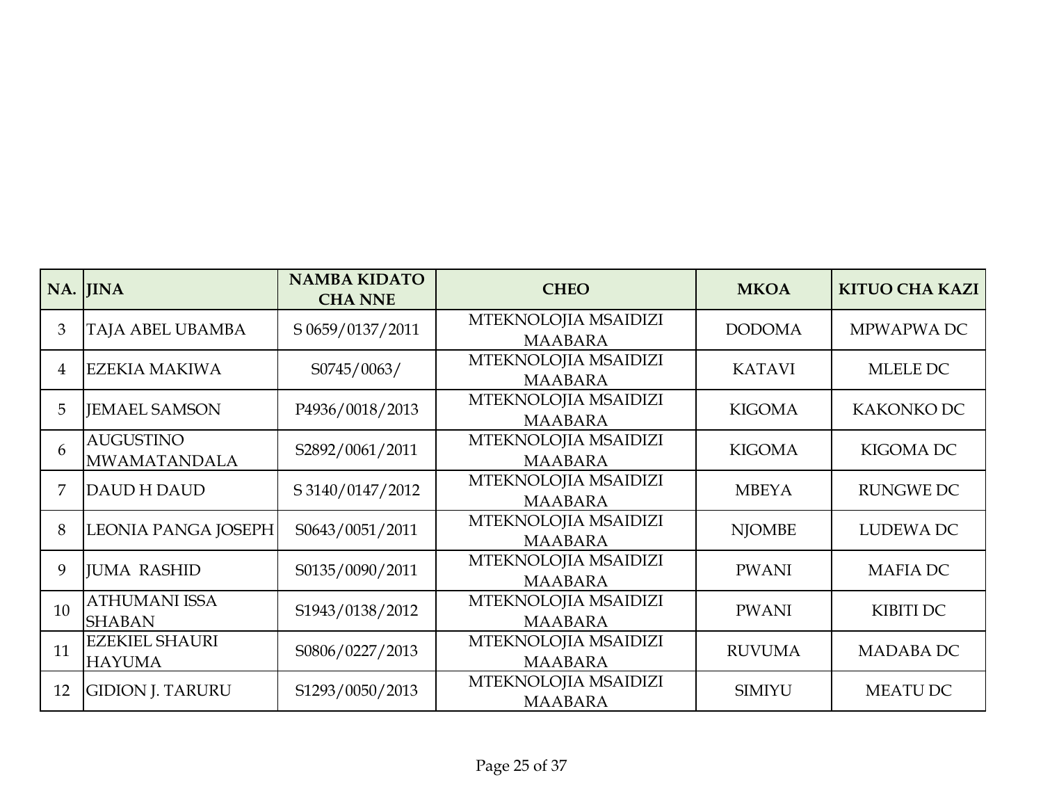| NA. | JINA | NAMBA KIDATO CHA NNE | CHEO | MKOA | KITUO CHA KAZI |
|---|---|---|---|---|---|
| 3 | TAJA ABEL UBAMBA | S 0659/0137/2011 | MTEKNOLOJIA MSAIDIZI MAABARA | DODOMA | MPWAPWA DC |
| 4 | EZEKIA MAKIWA | S0745/0063/ | MTEKNOLOJIA MSAIDIZI MAABARA | KATAVI | MLELE DC |
| 5 | JEMAEL SAMSON | P4936/0018/2013 | MTEKNOLOJIA MSAIDIZI MAABARA | KIGOMA | KAKONKO DC |
| 6 | AUGUSTINO MWAMATANDALA | S2892/0061/2011 | MTEKNOLOJIA MSAIDIZI MAABARA | KIGOMA | KIGOMA DC |
| 7 | DAUD H DAUD | S 3140/0147/2012 | MTEKNOLOJIA MSAIDIZI MAABARA | MBEYA | RUNGWE DC |
| 8 | LEONIA PANGA JOSEPH | S0643/0051/2011 | MTEKNOLOJIA MSAIDIZI MAABARA | NJOMBE | LUDEWA DC |
| 9 | JUMA RASHID | S0135/0090/2011 | MTEKNOLOJIA MSAIDIZI MAABARA | PWANI | MAFIA DC |
| 10 | ATHUMANI ISSA SHABAN | S1943/0138/2012 | MTEKNOLOJIA MSAIDIZI MAABARA | PWANI | KIBITI DC |
| 11 | EZEKIEL SHAURI HAYUMA | S0806/0227/2013 | MTEKNOLOJIA MSAIDIZI MAABARA | RUVUMA | MADABA DC |
| 12 | GIDION J. TARURU | S1293/0050/2013 | MTEKNOLOJIA MSAIDIZI MAABARA | SIMIYU | MEATU DC |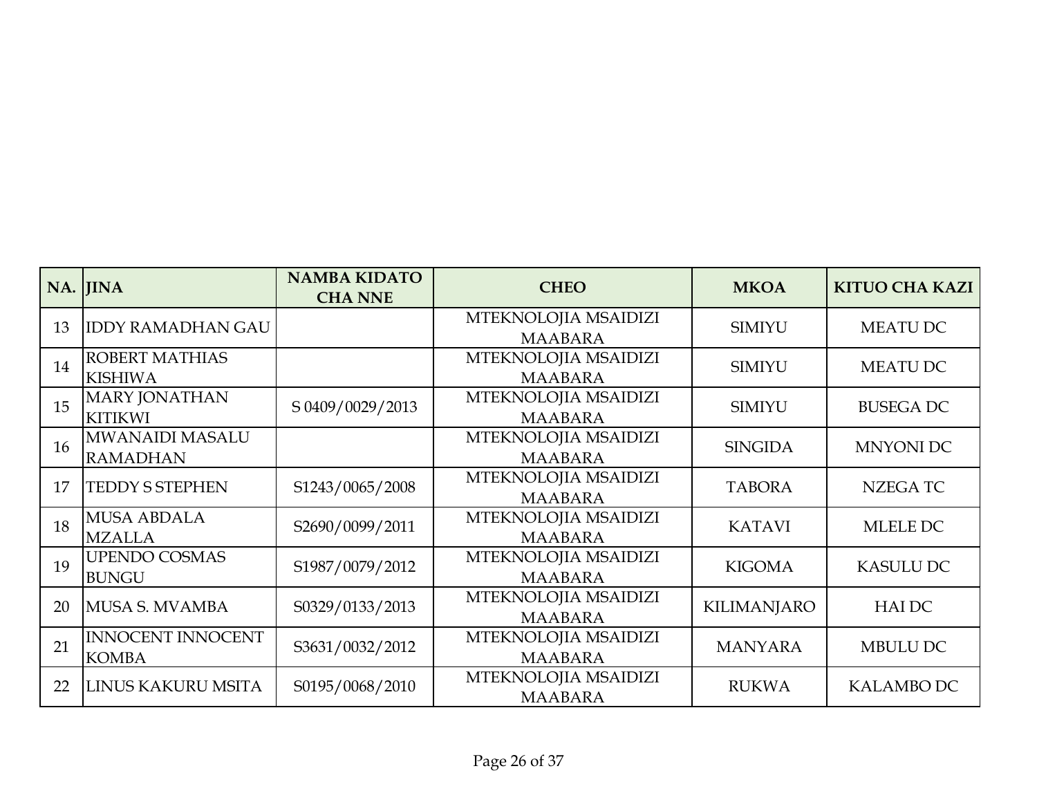| NA. | JINA | NAMBA KIDATO CHA NNE | CHEO | MKOA | KITUO CHA KAZI |
|---|---|---|---|---|---|
| 13 | IDDY RAMADHAN GAU | | MTEKNOLOJIA MSAIDIZI MAABARA | SIMIYU | MEATU DC |
| 14 | ROBERT MATHIAS KISHIWA | | MTEKNOLOJIA MSAIDIZI MAABARA | SIMIYU | MEATU DC |
| 15 | MARY JONATHAN KITIKWI | S 0409/0029/2013 | MTEKNOLOJIA MSAIDIZI MAABARA | SIMIYU | BUSEGA DC |
| 16 | MWANAIDI MASALU RAMADHAN | | MTEKNOLOJIA MSAIDIZI MAABARA | SINGIDA | MNYONI DC |
| 17 | TEDDY S STEPHEN | S1243/0065/2008 | MTEKNOLOJIA MSAIDIZI MAABARA | TABORA | NZEGA TC |
| 18 | MUSA ABDALA MZALLA | S2690/0099/2011 | MTEKNOLOJIA MSAIDIZI MAABARA | KATAVI | MLELE DC |
| 19 | UPENDO COSMAS BUNGU | S1987/0079/2012 | MTEKNOLOJIA MSAIDIZI MAABARA | KIGOMA | KASULU DC |
| 20 | MUSA S. MVAMBA | S0329/0133/2013 | MTEKNOLOJIA MSAIDIZI MAABARA | KILIMANJARO | HAI DC |
| 21 | INNOCENT INNOCENT KOMBA | S3631/0032/2012 | MTEKNOLOJIA MSAIDIZI MAABARA | MANYARA | MBULU DC |
| 22 | LINUS KAKURU MSITA | S0195/0068/2010 | MTEKNOLOJIA MSAIDIZI MAABARA | RUKWA | KALAMBO DC |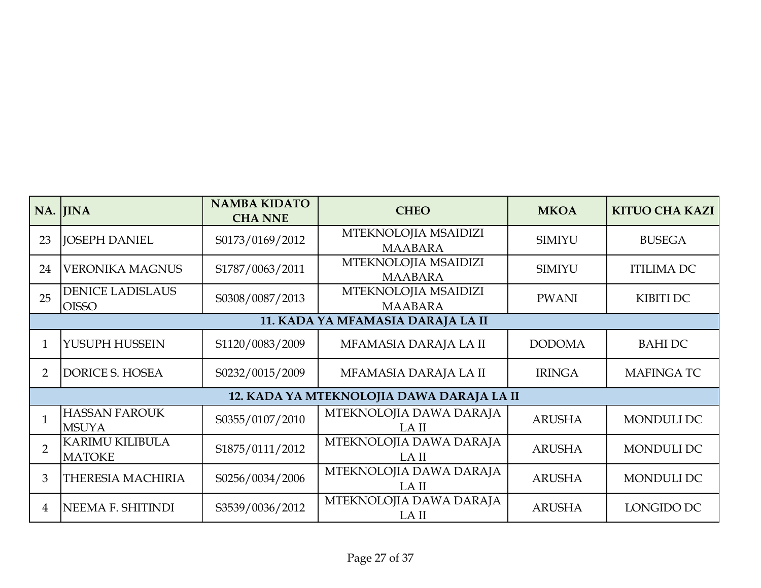| NA. | JINA | NAMBA KIDATO CHA NNE | CHEO | MKOA | KITUO CHA KAZI |
|---|---|---|---|---|---|
| 23 | JOSEPH DANIEL | S0173/0169/2012 | MTEKNOLOJIA MSAIDIZI MAABARA | SIMIYU | BUSEGA |
| 24 | VERONIKA MAGNUS | S1787/0063/2011 | MTEKNOLOJIA MSAIDIZI MAABARA | SIMIYU | ITILIMA DC |
| 25 | DENICE LADISLAUS OISSO | S0308/0087/2013 | MTEKNOLOJIA MSAIDIZI MAABARA | PWANI | KIBITI DC |
| **11. KADA YA MFAMASIA DARAJA LA II** | | | | | |
| 1 | YUSUPH HUSSEIN | S1120/0083/2009 | MFAMASIA DARAJA LA II | DODOMA | BAHI DC |
| 2 | DORICE S. HOSEA | S0232/0015/2009 | MFAMASIA DARAJA LA II | IRINGA | MAFINGA TC |
| **12. KADA YA MTEKNOLOJIA DAWA DARAJA LA II** | | | | | |
| 1 | HASSAN FAROUK MSUYA | S0355/0107/2010 | MTEKNOLOJIA DAWA DARAJA LA II | ARUSHA | MONDULI DC |
| 2 | KARIMU KILIBULA MATOKE | S1875/0111/2012 | MTEKNOLOJIA DAWA DARAJA LA II | ARUSHA | MONDULI DC |
| 3 | THERESIA MACHIRIA | S0256/0034/2006 | MTEKNOLOJIA DAWA DARAJA LA II | ARUSHA | MONDULI DC |
| 4 | NEEMA F. SHITINDI | S3539/0036/2012 | MTEKNOLOJIA DAWA DARAJA LA II | ARUSHA | LONGIDO DC |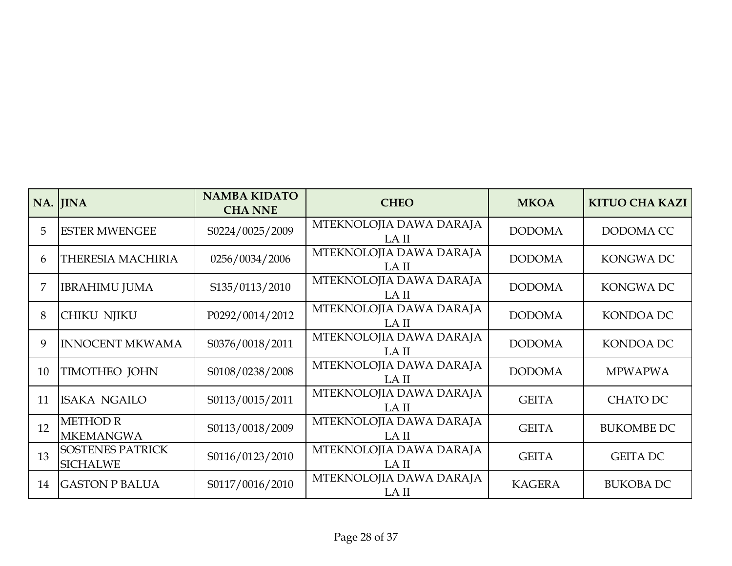| NA. | JINA | NAMBA KIDATO CHA NNE | CHEO | MKOA | KITUO CHA KAZI |
|---|---|---|---|---|---|
| 5 | ESTER MWENGEE | S0224/0025/2009 | MTEKNOLOJIA DAWA DARAJA LA II | DODOMA | DODOMA CC |
| 6 | THERESIA MACHIRIA | 0256/0034/2006 | MTEKNOLOJIA DAWA DARAJA LA II | DODOMA | KONGWA DC |
| 7 | IBRAHIMU JUMA | S135/0113/2010 | MTEKNOLOJIA DAWA DARAJA LA II | DODOMA | KONGWA DC |
| 8 | CHIKU NJIKU | P0292/0014/2012 | MTEKNOLOJIA DAWA DARAJA LA II | DODOMA | KONDOA DC |
| 9 | INNOCENT MKWAMA | S0376/0018/2011 | MTEKNOLOJIA DAWA DARAJA LA II | DODOMA | KONDOA DC |
| 10 | TIMOTHEO JOHN | S0108/0238/2008 | MTEKNOLOJIA DAWA DARAJA LA II | DODOMA | MPWAPWA |
| 11 | ISAKA NGAILO | S0113/0015/2011 | MTEKNOLOJIA DAWA DARAJA LA II | GEITA | CHATO DC |
| 12 | METHOD R MKEMANGWA | S0113/0018/2009 | MTEKNOLOJIA DAWA DARAJA LA II | GEITA | BUKOMBE DC |
| 13 | SOSTENES PATRICK SICHALWE | S0116/0123/2010 | MTEKNOLOJIA DAWA DARAJA LA II | GEITA | GEITA DC |
| 14 | GASTON P BALUA | S0117/0016/2010 | MTEKNOLOJIA DAWA DARAJA LA II | KAGERA | BUKOBA DC |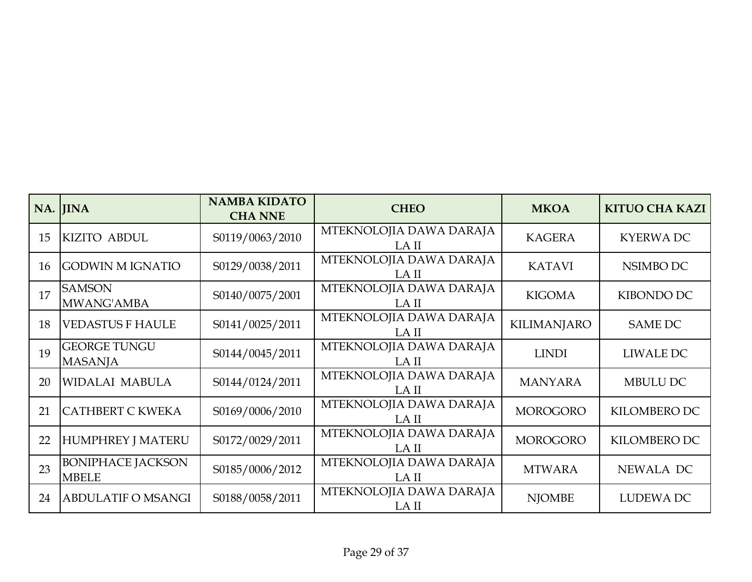| NA. | JINA | NAMBA KIDATO CHA NNE | CHEO | MKOA | KITUO CHA KAZI |
|---|---|---|---|---|---|
| 15 | KIZITO ABDUL | S0119/0063/2010 | MTEKNOLOJIA DAWA DARAJA LA II | KAGERA | KYERWA DC |
| 16 | GODWIN M IGNATIO | S0129/0038/2011 | MTEKNOLOJIA DAWA DARAJA LA II | KATAVI | NSIMBO DC |
| 17 | SAMSON MWANG'AMBA | S0140/0075/2001 | MTEKNOLOJIA DAWA DARAJA LA II | KIGOMA | KIBONDO DC |
| 18 | VEDASTUS F HAULE | S0141/0025/2011 | MTEKNOLOJIA DAWA DARAJA LA II | KILIMANJARO | SAME DC |
| 19 | GEORGE TUNGU MASANJA | S0144/0045/2011 | MTEKNOLOJIA DAWA DARAJA LA II | LINDI | LIWALE DC |
| 20 | WIDALAI MABULA | S0144/0124/2011 | MTEKNOLOJIA DAWA DARAJA LA II | MANYARA | MBULU DC |
| 21 | CATHBERT C KWEKA | S0169/0006/2010 | MTEKNOLOJIA DAWA DARAJA LA II | MOROGORO | KILOMBERO DC |
| 22 | HUMPHREY J MATERU | S0172/0029/2011 | MTEKNOLOJIA DAWA DARAJA LA II | MOROGORO | KILOMBERO DC |
| 23 | BONIPHACE JACKSON MBELE | S0185/0006/2012 | MTEKNOLOJIA DAWA DARAJA LA II | MTWARA | NEWALA DC |
| 24 | ABDULATIF O MSANGI | S0188/0058/2011 | MTEKNOLOJIA DAWA DARAJA LA II | NJOMBE | LUDEWA DC |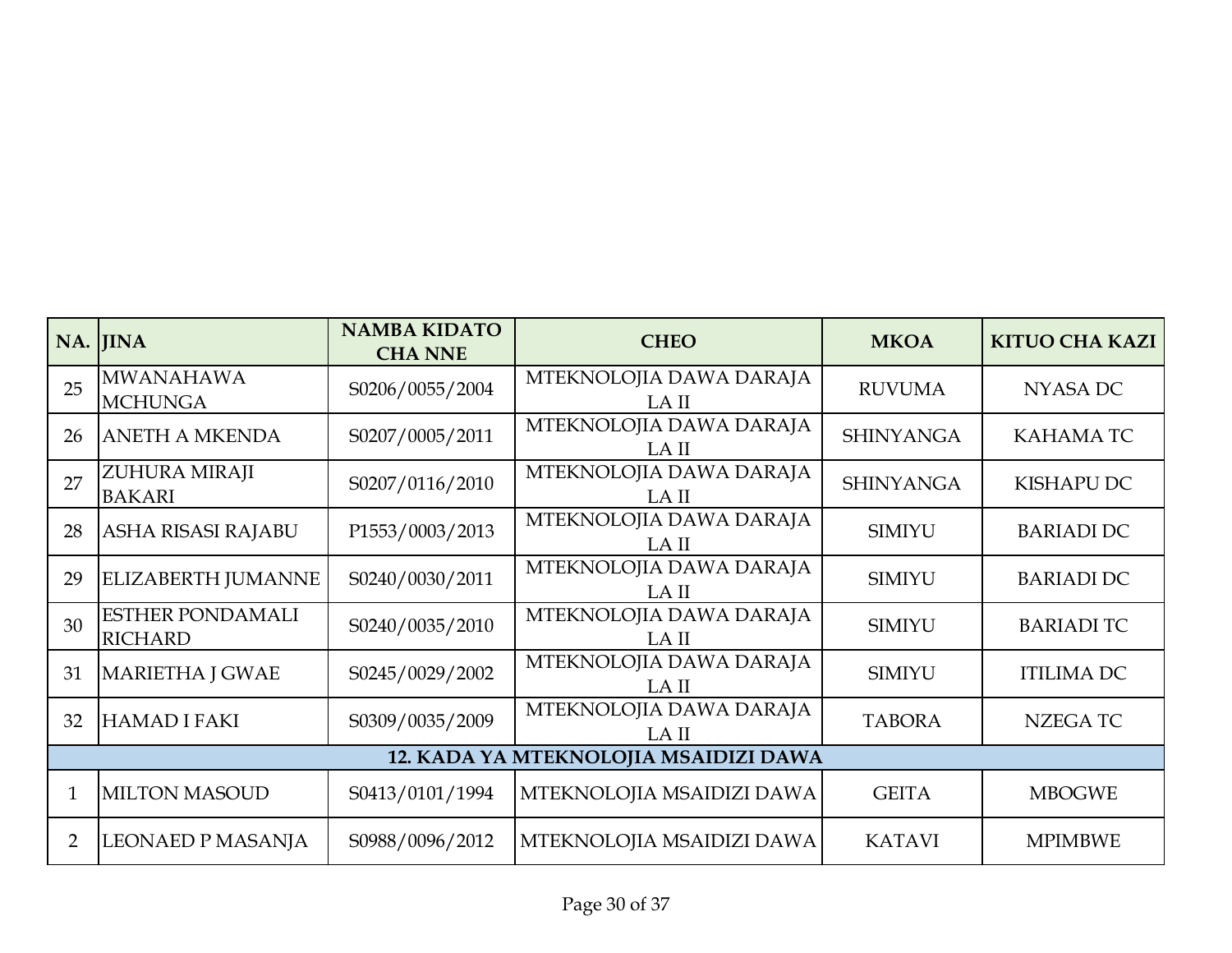| NA. | JINA | NAMBA KIDATO CHA NNE | CHEO | MKOA | KITUO CHA KAZI |
|---|---|---|---|---|---|
| 25 | MWANAHAWA MCHUNGA | S0206/0055/2004 | MTEKNOLOJIA DAWA DARAJA LA II | RUVUMA | NYASA DC |
| 26 | ANETH A MKENDA | S0207/0005/2011 | MTEKNOLOJIA DAWA DARAJA LA II | SHINYANGA | KAHAMA TC |
| 27 | ZUHURA MIRAJI BAKARI | S0207/0116/2010 | MTEKNOLOJIA DAWA DARAJA LA II | SHINYANGA | KISHAPU DC |
| 28 | ASHA RISASI RAJABU | P1553/0003/2013 | MTEKNOLOJIA DAWA DARAJA LA II | SIMIYU | BARIADI DC |
| 29 | ELIZABERTH JUMANNE | S0240/0030/2011 | MTEKNOLOJIA DAWA DARAJA LA II | SIMIYU | BARIADI DC |
| 30 | ESTHER PONDAMALI RICHARD | S0240/0035/2010 | MTEKNOLOJIA DAWA DARAJA LA II | SIMIYU | BARIADI TC |
| 31 | MARIETHA J GWAE | S0245/0029/2002 | MTEKNOLOJIA DAWA DARAJA LA II | SIMIYU | ITILIMA DC |
| 32 | HAMAD I FAKI | S0309/0035/2009 | MTEKNOLOJIA DAWA DARAJA LA II | TABORA | NZEGA TC |
| **12. KADA YA MTEKNOLOJIA MSAIDIZI DAWA** | | | | | |
| 1 | MILTON MASOUD | S0413/0101/1994 | MTEKNOLOJIA MSAIDIZI DAWA | GEITA | MBOGWE |
| 2 | LEONAED P MASANJA | S0988/0096/2012 | MTEKNOLOJIA MSAIDIZI DAWA | KATAVI | MPIMBWE |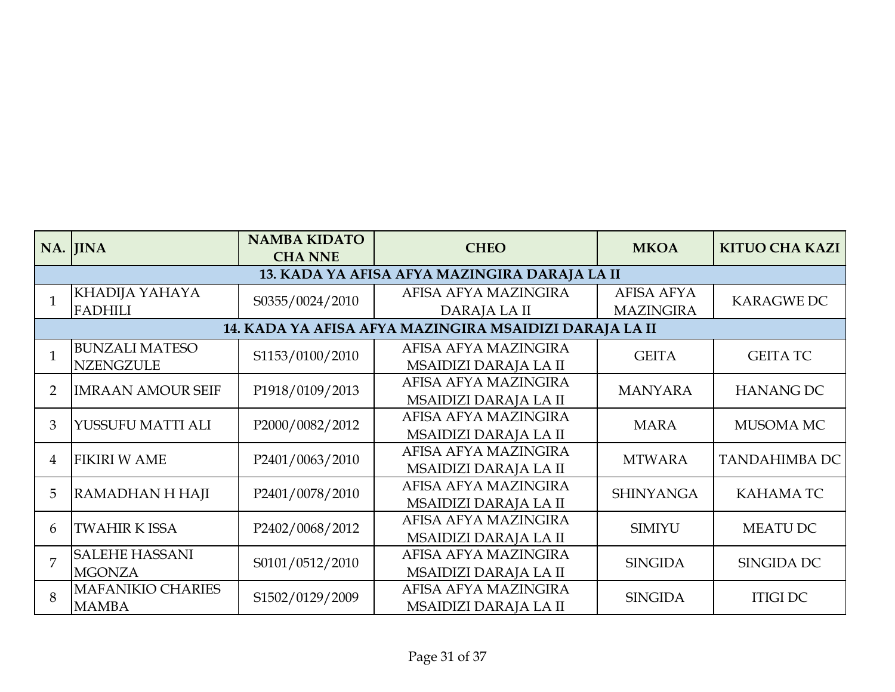| NA. | JINA | NAMBA KIDATO CHA NNE | CHEO | MKOA | KITUO CHA KAZI |
|---|---|---|---|---|---|
| **13. KADA YA AFISA AFYA MAZINGIRA DARAJA LA II** | | | | | |
| 1 | KHADIJA YAHAYA FADHILI | S0355/0024/2010 | AFISA AFYA MAZINGIRA DARAJA LA II | AFISA AFYA MAZINGIRA | KARAGWE DC |
| **14. KADA YA AFISA AFYA MAZINGIRA MSAIDIZI DARAJA LA II** | | | | | |
| 1 | BUNZALI MATESO NZENGZULE | S1153/0100/2010 | AFISA AFYA MAZINGIRA MSAIDIZI DARAJA LA II | GEITA | GEITA TC |
| 2 | IMRAAN AMOUR SEIF | P1918/0109/2013 | AFISA AFYA MAZINGIRA MSAIDIZI DARAJA LA II | MANYARA | HANANG DC |
| 3 | YUSSUFU MATTI ALI | P2000/0082/2012 | AFISA AFYA MAZINGIRA MSAIDIZI DARAJA LA II | MARA | MUSOMA MC |
| 4 | FIKIRI W AME | P2401/0063/2010 | AFISA AFYA MAZINGIRA MSAIDIZI DARAJA LA II | MTWARA | TANDAHIMBA DC |
| 5 | RAMADHAN H HAJI | P2401/0078/2010 | AFISA AFYA MAZINGIRA MSAIDIZI DARAJA LA II | SHINYANGA | KAHAMA TC |
| 6 | TWAHIR K ISSA | P2402/0068/2012 | AFISA AFYA MAZINGIRA MSAIDIZI DARAJA LA II | SIMIYU | MEATU DC |
| 7 | SALEHE HASSANI MGONZA | S0101/0512/2010 | AFISA AFYA MAZINGIRA MSAIDIZI DARAJA LA II | SINGIDA | SINGIDA DC |
| 8 | MAFANIKIO CHARIES MAMBA | S1502/0129/2009 | AFISA AFYA MAZINGIRA MSAIDIZI DARAJA LA II | SINGIDA | ITIGI DC |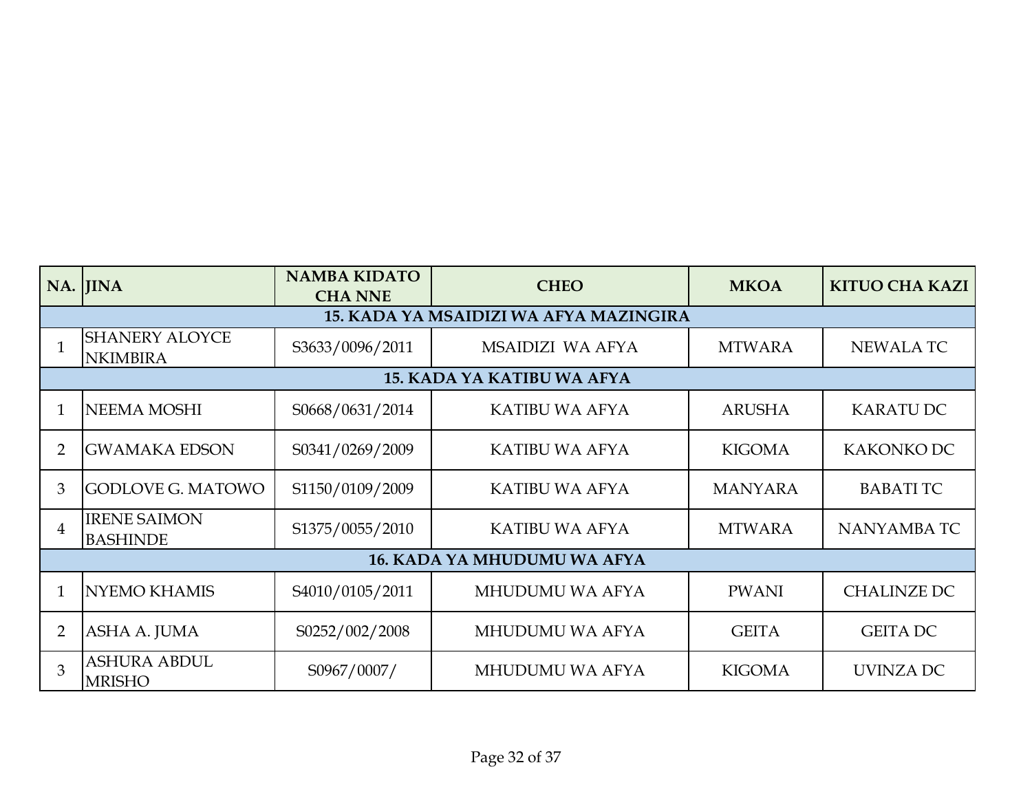| NA. | JINA | NAMBA KIDATO CHA NNE | CHEO | MKOA | KITUO CHA KAZI |
|---|---|---|---|---|---|
| **15. KADA YA MSAIDIZI WA AFYA MAZINGIRA** | | | | | |
| 1 | SHANERY ALOYCE NKIMBIRA | S3633/0096/2011 | MSAIDIZI WA AFYA | MTWARA | NEWALA TC |
| **15. KADA YA KATIBU WA AFYA** | | | | | |
| 1 | NEEMA MOSHI | S0668/0631/2014 | KATIBU WA AFYA | ARUSHA | KARATU DC |
| 2 | GWAMAKA EDSON | S0341/0269/2009 | KATIBU WA AFYA | KIGOMA | KAKONKO DC |
| 3 | GODLOVE G. MATOWO | S1150/0109/2009 | KATIBU WA AFYA | MANYARA | BABATI TC |
| 4 | IRENE SAIMON BASHINDE | S1375/0055/2010 | KATIBU WA AFYA | MTWARA | NANYAMBA TC |
| **16. KADA YA MHUDUMU WA AFYA** | | | | | |
| 1 | NYEMO KHAMIS | S4010/0105/2011 | MHUDUMU WA AFYA | PWANI | CHALINZE DC |
| 2 | ASHA A. JUMA | S0252/002/2008 | MHUDUMU WA AFYA | GEITA | GEITA DC |
| 3 | ASHURA ABDUL MRISHO | S0967/0007/ | MHUDUMU WA AFYA | KIGOMA | UVINZA DC |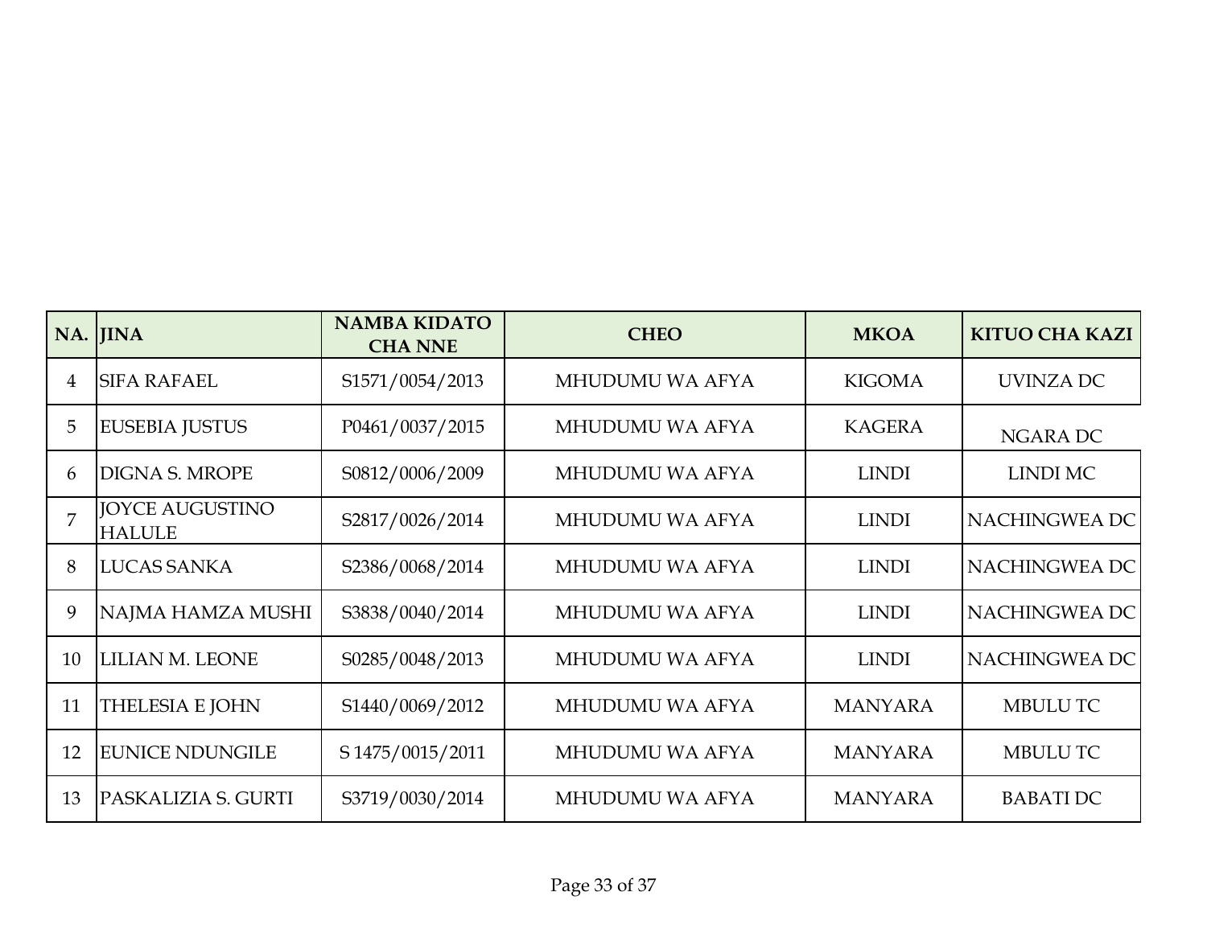| NA. | JINA | NAMBA KIDATO CHA NNE | CHEO | MKOA | KITUO CHA KAZI |
|---|---|---|---|---|---|
| 4 | SIFA RAFAEL | S1571/0054/2013 | MHUDUMU WA AFYA | KIGOMA | UVINZA DC |
| 5 | EUSEBIA JUSTUS | P0461/0037/2015 | MHUDUMU WA AFYA | KAGERA | NGARA DC |
| 6 | DIGNA S. MROPE | S0812/0006/2009 | MHUDUMU WA AFYA | LINDI | LINDI MC |
| 7 | JOYCE AUGUSTINO HALULE | S2817/0026/2014 | MHUDUMU WA AFYA | LINDI | NACHINGWEA DC |
| 8 | LUCAS SANKA | S2386/0068/2014 | MHUDUMU WA AFYA | LINDI | NACHINGWEA DC |
| 9 | NAJMA HAMZA MUSHI | S3838/0040/2014 | MHUDUMU WA AFYA | LINDI | NACHINGWEA DC |
| 10 | LILIAN M. LEONE | S0285/0048/2013 | MHUDUMU WA AFYA | LINDI | NACHINGWEA DC |
| 11 | THELESIA E JOHN | S1440/0069/2012 | MHUDUMU WA AFYA | MANYARA | MBULU TC |
| 12 | EUNICE NDUNGILE | S 1475/0015/2011 | MHUDUMU WA AFYA | MANYARA | MBULU TC |
| 13 | PASKALIZIA S. GURTI | S3719/0030/2014 | MHUDUMU WA AFYA | MANYARA | BABATI DC |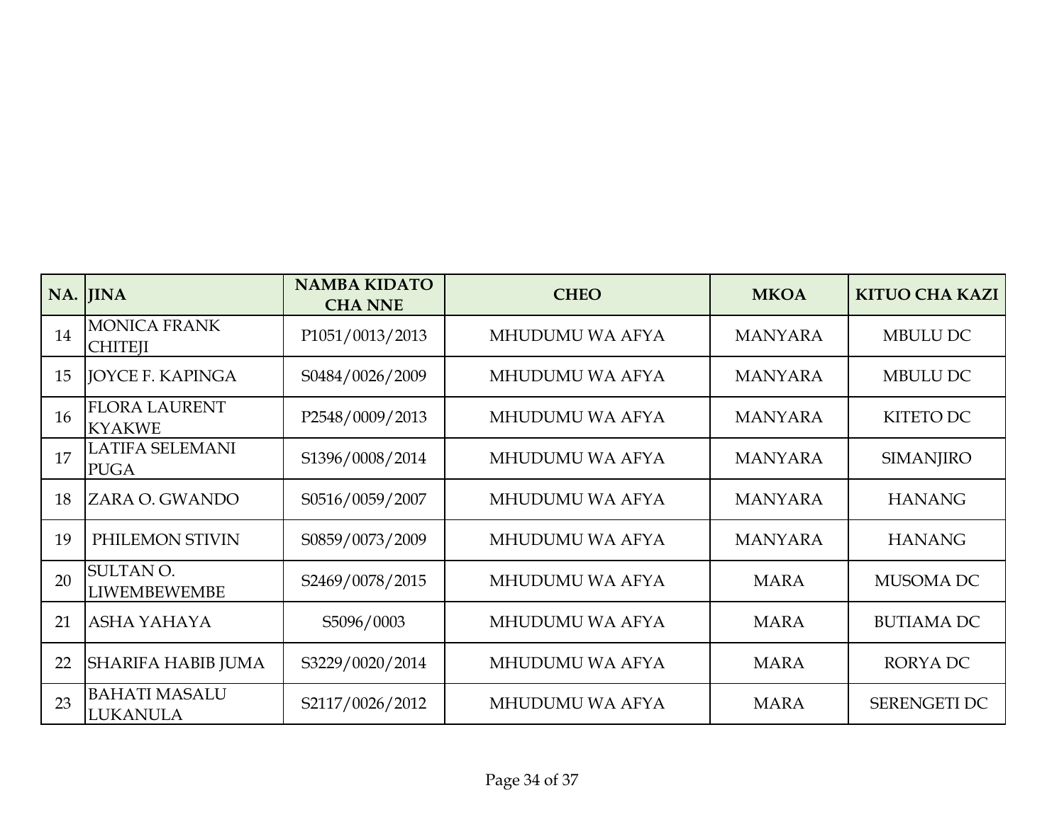| NA. | JINA | NAMBA KIDATO CHA NNE | CHEO | MKOA | KITUO CHA KAZI |
|---|---|---|---|---|---|
| 14 | MONICA FRANK CHITEJI | P1051/0013/2013 | MHUDUMU WA AFYA | MANYARA | MBULU DC |
| 15 | JOYCE F. KAPINGA | S0484/0026/2009 | MHUDUMU WA AFYA | MANYARA | MBULU DC |
| 16 | FLORA LAURENT KYAKWE | P2548/0009/2013 | MHUDUMU WA AFYA | MANYARA | KITETO DC |
| 17 | LATIFA SELEMANI PUGA | S1396/0008/2014 | MHUDUMU WA AFYA | MANYARA | SIMANJIRO |
| 18 | ZARA O. GWANDO | S0516/0059/2007 | MHUDUMU WA AFYA | MANYARA | HANANG |
| 19 | PHILEMON STIVIN | S0859/0073/2009 | MHUDUMU WA AFYA | MANYARA | HANANG |
| 20 | SULTAN O. LIWEMBEWEMBE | S2469/0078/2015 | MHUDUMU WA AFYA | MARA | MUSOMA DC |
| 21 | ASHA YAHAYA | S5096/0003 | MHUDUMU WA AFYA | MARA | BUTIAMA DC |
| 22 | SHARIFA HABIB JUMA | S3229/0020/2014 | MHUDUMU WA AFYA | MARA | RORYA DC |
| 23 | BAHATI MASALU LUKANULA | S2117/0026/2012 | MHUDUMU WA AFYA | MARA | SERENGETI DC |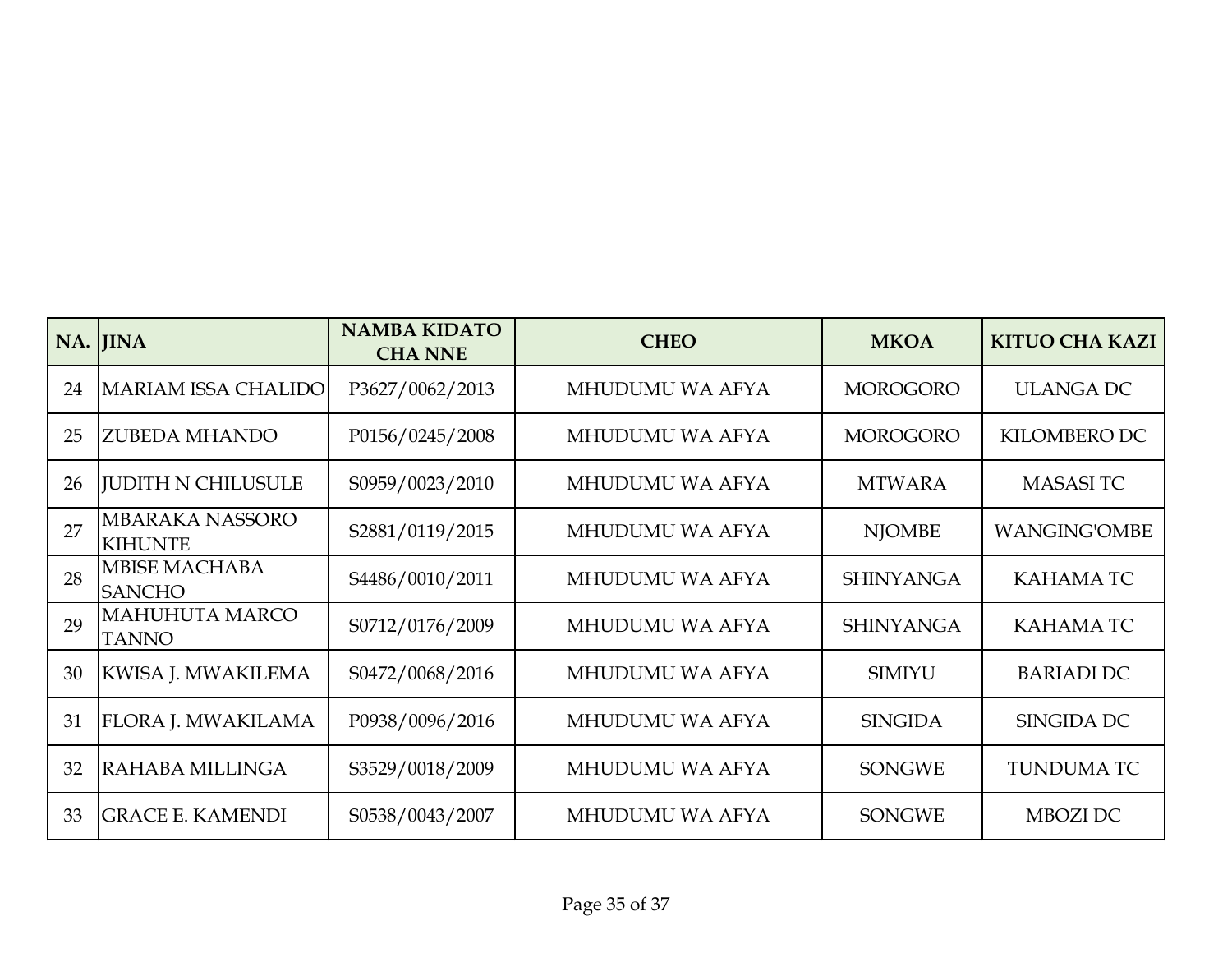| NA. | JINA | NAMBA KIDATO CHA NNE | CHEO | MKOA | KITUO CHA KAZI |
|---|---|---|---|---|---|
| 24 | MARIAM ISSA CHALIDO | P3627/0062/2013 | MHUDUMU WA AFYA | MOROGORO | ULANGA DC |
| 25 | ZUBEDA MHANDO | P0156/0245/2008 | MHUDUMU WA AFYA | MOROGORO | KILOMBERO DC |
| 26 | JUDITH N CHILUSULE | S0959/0023/2010 | MHUDUMU WA AFYA | MTWARA | MASASI TC |
| 27 | MBARAKA NASSORO KIHUNTE | S2881/0119/2015 | MHUDUMU WA AFYA | NJOMBE | WANGING'OMBE |
| 28 | MBISE MACHABA SANCHO | S4486/0010/2011 | MHUDUMU WA AFYA | SHINYANGA | KAHAMA TC |
| 29 | MAHUHUTA MARCO TANNO | S0712/0176/2009 | MHUDUMU WA AFYA | SHINYANGA | KAHAMA TC |
| 30 | KWISA J. MWAKILEMA | S0472/0068/2016 | MHUDUMU WA AFYA | SIMIYU | BARIADI DC |
| 31 | FLORA J. MWAKILAMA | P0938/0096/2016 | MHUDUMU WA AFYA | SINGIDA | SINGIDA DC |
| 32 | RAHABA MILLINGA | S3529/0018/2009 | MHUDUMU WA AFYA | SONGWE | TUNDUMA TC |
| 33 | GRACE E. KAMENDI | S0538/0043/2007 | MHUDUMU WA AFYA | SONGWE | MBOZI DC |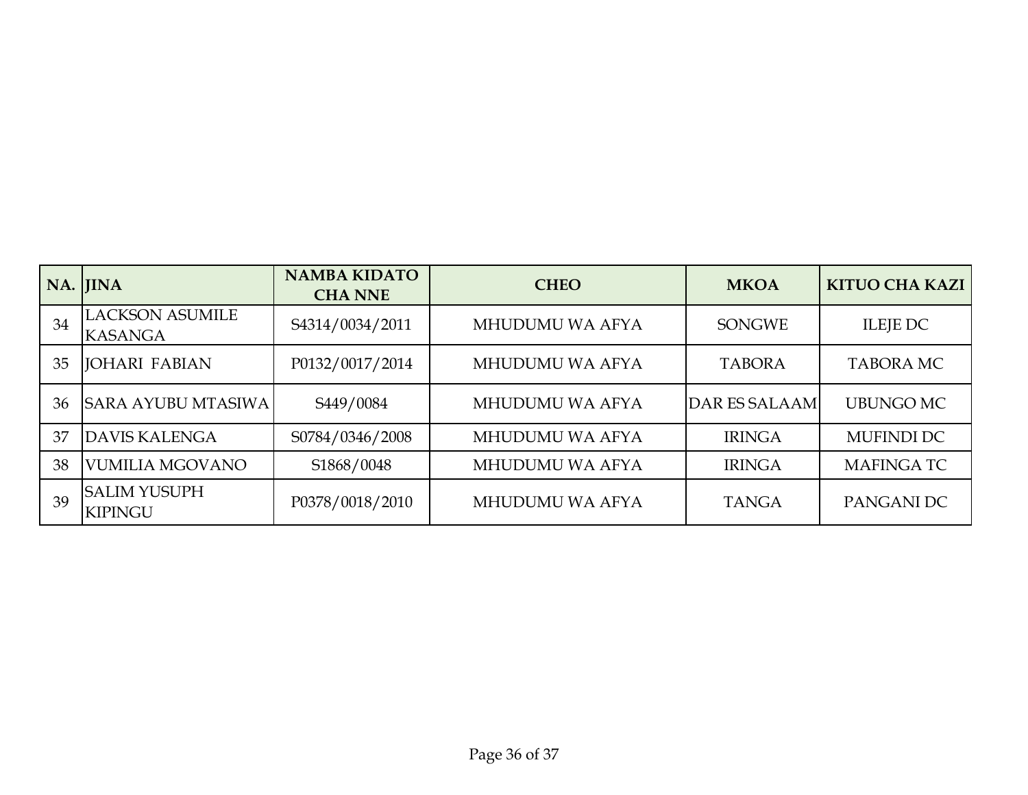| NA. | JINA | NAMBA KIDATO CHA NNE | CHEO | MKOA | KITUO CHA KAZI |
|---|---|---|---|---|---|
| 34 | LACKSON ASUMILE KASANGA | S4314/0034/2011 | MHUDUMU WA AFYA | SONGWE | ILEJE DC |
| 35 | JOHARI FABIAN | P0132/0017/2014 | MHUDUMU WA AFYA | TABORA | TABORA MC |
| 36 | SARA AYUBU MTASIWA | S449/0084 | MHUDUMU WA AFYA | DAR ES SALAAM | UBUNGO MC |
| 37 | DAVIS KALENGA | S0784/0346/2008 | MHUDUMU WA AFYA | IRINGA | MUFINDI DC |
| 38 | VUMILIA MGOVANO | S1868/0048 | MHUDUMU WA AFYA | IRINGA | MAFINGA TC |
| 39 | SALIM YUSUPH KIPINGU | P0378/0018/2010 | MHUDUMU WA AFYA | TANGA | PANGANI DC |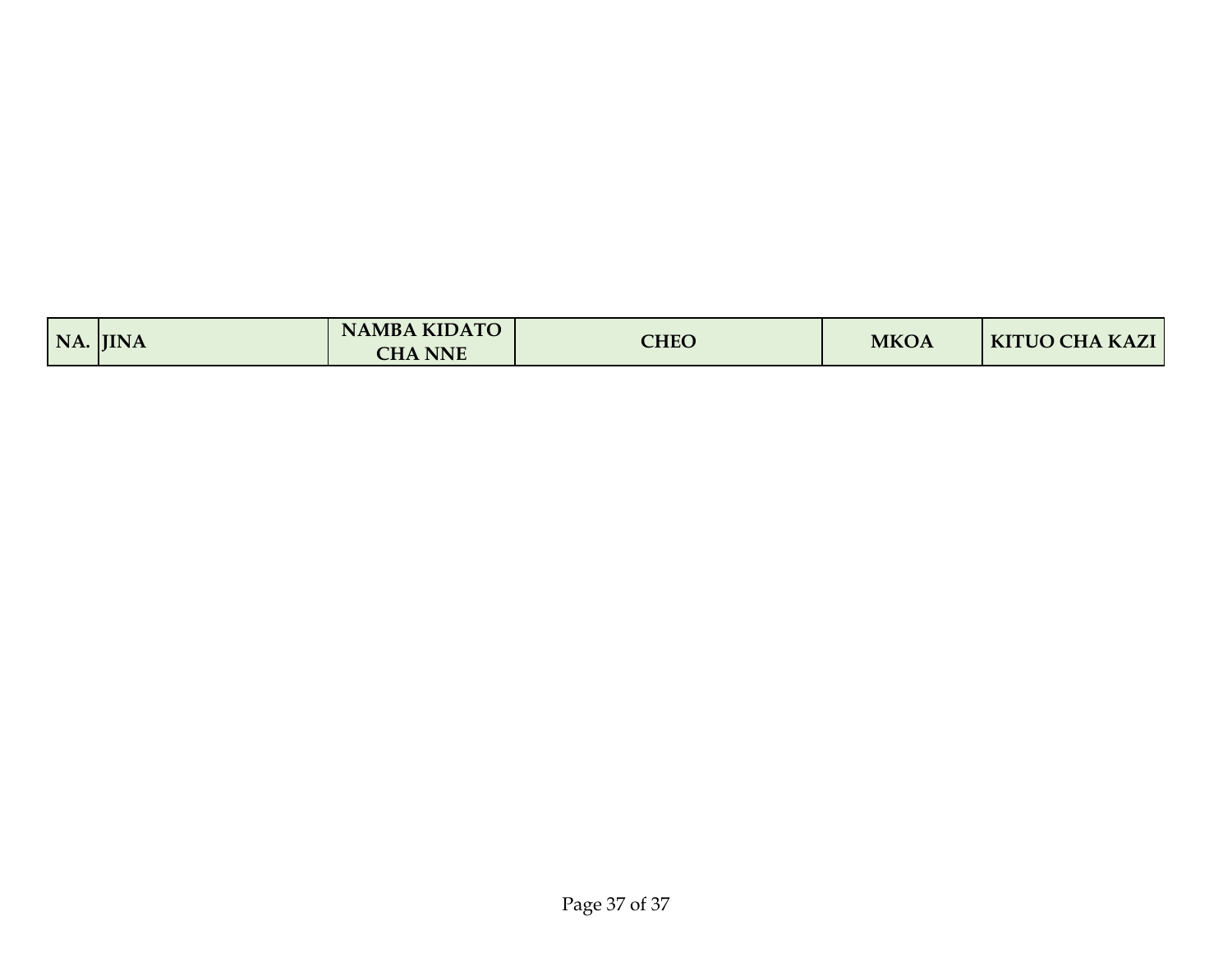| NA. | JINA | NAMBA KIDATO CHA NNE | CHEO | MKOA | KITUO CHA KAZI |
|---|---|---|---|---|---|